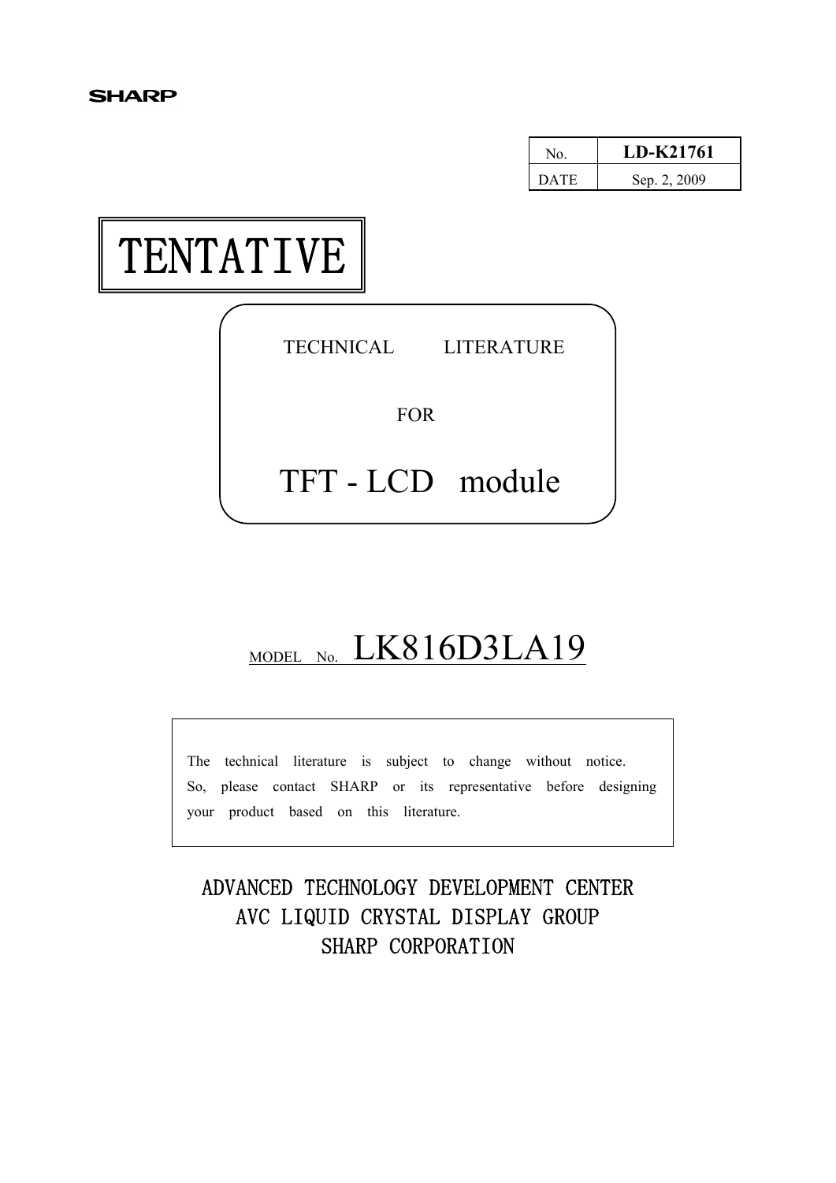SHARP

| No. | LD-K21761 |
|---|---|
| DATE | Sep. 2, 2009 |

# TENTATIVE

TECHNICAL LITERATURE

FOR

## TFT - LCD module

MODEL No. LK816D3LA19

The technical literature is subject to change without notice.
So, please contact SHARP or its representative before designing your product based on this literature.

ADVANCED TECHNOLOGY DEVELOPMENT CENTER
AVC LIQUID CRYSTAL DISPLAY GROUP
SHARP CORPORATION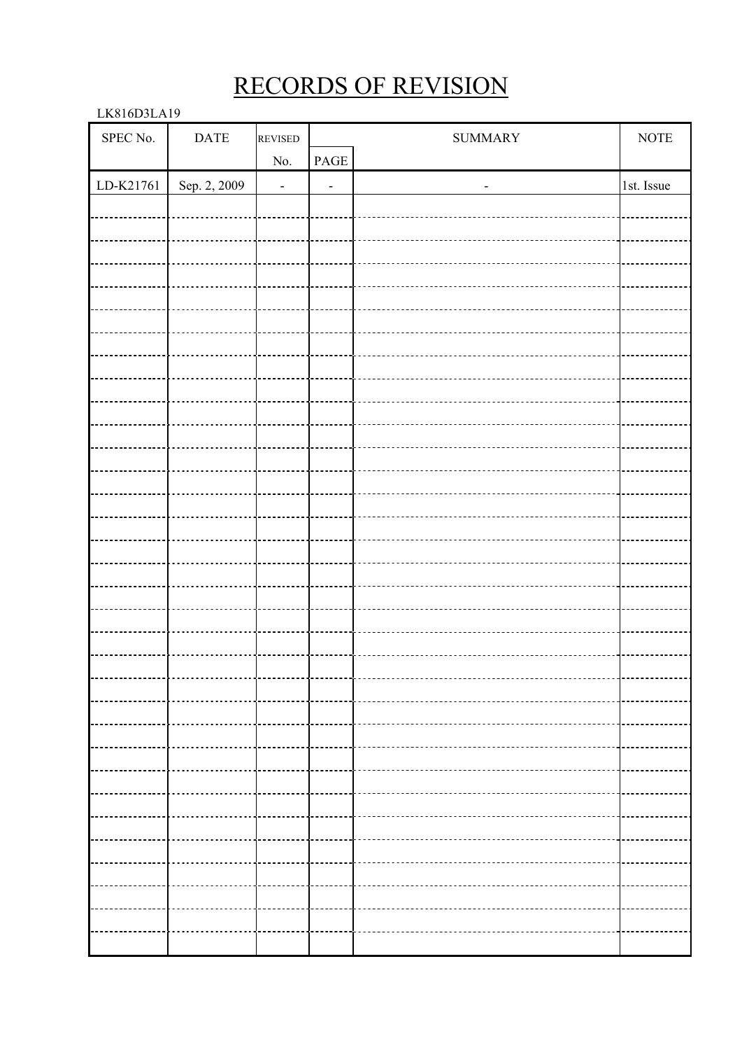# RECORDS OF REVISION

LK816D3LA19

| SPEC No. | DATE | REVISED No. | PAGE | SUMMARY | NOTE |
|---|---|---|---|---|---|
| LD-K21761 | Sep. 2, 2009 | - | - | - | 1st. Issue |
| | | | | | |
| | | | | | |
| | | | | | |
| | | | | | |
| | | | | | |
| | | | | | |
| | | | | | |
| | | | | | |
| | | | | | |
| | | | | | |
| | | | | | |
| | | | | | |
| | | | | | |
| | | | | | |
| | | | | | |
| | | | | | |
| | | | | | |
| | | | | | |
| | | | | | |
| | | | | | |
| | | | | | |
| | | | | | |
| | | | | | |
| | | | | | |
| | | | | | |
| | | | | | |
| | | | | | |
| | | | | | |
| | | | | | |
| | | | | | |
| | | | | | |
| | | | | | |
| | | | | | |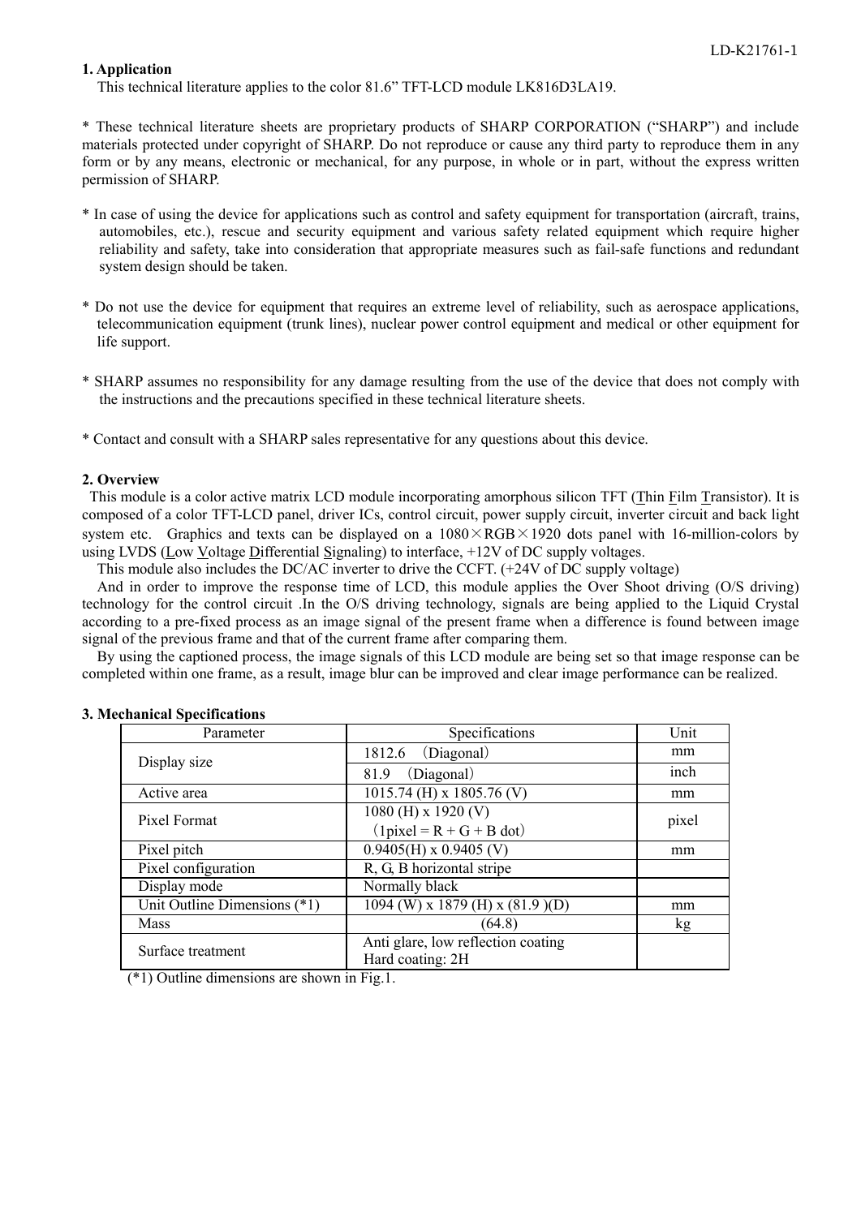## 1. Application

This technical literature applies to the color 81.6” TFT-LCD module LK816D3LA19.

* These technical literature sheets are proprietary products of SHARP CORPORATION (“SHARP”) and include materials protected under copyright of SHARP. Do not reproduce or cause any third party to reproduce them in any form or by any means, electronic or mechanical, for any purpose, in whole or in part, without the express written permission of SHARP.

* In case of using the device for applications such as control and safety equipment for transportation (aircraft, trains, automobiles, etc.), rescue and security equipment and various safety related equipment which require higher reliability and safety, take into consideration that appropriate measures such as fail-safe functions and redundant system design should be taken.

* Do not use the device for equipment that requires an extreme level of reliability, such as aerospace applications, telecommunication equipment (trunk lines), nuclear power control equipment and medical or other equipment for life support.

* SHARP assumes no responsibility for any damage resulting from the use of the device that does not comply with the instructions and the precautions specified in these technical literature sheets.

* Contact and consult with a SHARP sales representative for any questions about this device.

## 2. Overview

This module is a color active matrix LCD module incorporating amorphous silicon TFT (Thin Film Transistor). It is composed of a color TFT-LCD panel, driver ICs, control circuit, power supply circuit, inverter circuit and back light system etc. Graphics and texts can be displayed on a 1080×RGB×1920 dots panel with 16-million-colors by using LVDS (Low Voltage Differential Signaling) to interface, +12V of DC supply voltages.

This module also includes the DC/AC inverter to drive the CCFT. (+24V of DC supply voltage)

And in order to improve the response time of LCD, this module applies the Over Shoot driving (O/S driving) technology for the control circuit .In the O/S driving technology, signals are being applied to the Liquid Crystal according to a pre-fixed process as an image signal of the present frame when a difference is found between image signal of the previous frame and that of the current frame after comparing them.

By using the captioned process, the image signals of this LCD module are being set so that image response can be completed within one frame, as a result, image blur can be improved and clear image performance can be realized.

## 3. Mechanical Specifications

| Parameter | Specifications | Unit |
|---|---|---|
| Display size | 1812.6 (Diagonal) | mm |
| | 81.9 (Diagonal) | inch |
| Active area | 1015.74 (H) x 1805.76 (V) | mm |
| Pixel Format | 1080 (H) x 1920 (V) (1pixel = R + G + B dot) | pixel |
| Pixel pitch | 0.9405(H) x 0.9405 (V) | mm |
| Pixel configuration | R, G, B horizontal stripe | |
| Display mode | Normally black | |
| Unit Outline Dimensions (*1) | 1094 (W) x 1879 (H) x (81.9 )(D) | mm |
| Mass | (64.8) | kg |
| Surface treatment | Anti glare, low reflection coating Hard coating: 2H | |

(*1) Outline dimensions are shown in Fig.1.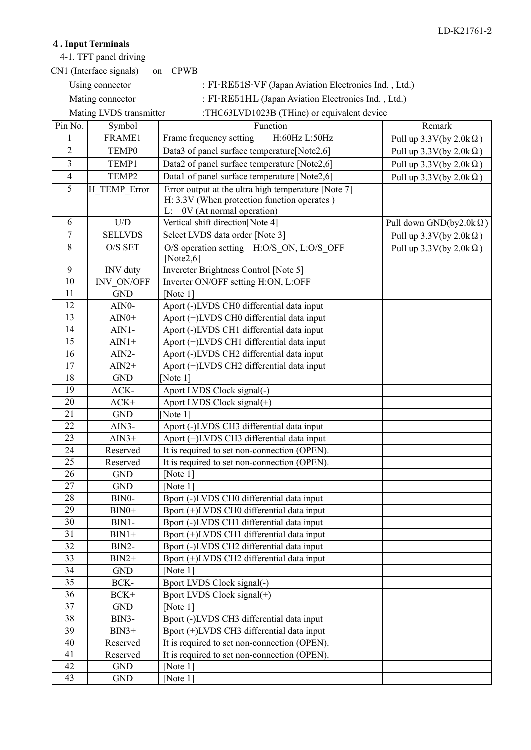## 4. Input Terminals

4-1. TFT panel driving

CN1 (Interface signals) on CPWB

Using connector : FI-RE51S-VF (Japan Aviation Electronics Ind. , Ltd.)

Mating connector : FI-RE51HL (Japan Aviation Electronics Ind. , Ltd.)

Mating LVDS transmitter :THC63LVD1023B (THine) or equivalent device

| Pin No. | Symbol | Function | Remark |
|---|---|---|---|
| 1 | FRAME1 | Frame frequency setting H:60Hz L:50Hz | Pull up 3.3V(by 2.0kΩ) |
| 2 | TEMP0 | Data3 of panel surface temperature[Note2,6] | Pull up 3.3V(by 2.0kΩ) |
| 3 | TEMP1 | Data2 of panel surface temperature [Note2,6] | Pull up 3.3V(by 2.0kΩ) |
| 4 | TEMP2 | Data1 of panel surface temperature [Note2,6] | Pull up 3.3V(by 2.0kΩ) |
| 5 | H_TEMP_Error | Error output at the ultra high temperature [Note 7]<br>H: 3.3V (When protection function operates )<br>L: 0V (At normal operation) | |
| 6 | U/D | Vertical shift direction[Note 4] | Pull down GND(by2.0kΩ) |
| 7 | SELLVDS | Select LVDS data order [Note 3] | Pull up 3.3V(by 2.0kΩ) |
| 8 | O/S SET | O/S operation setting H:O/S_ON, L:O/S_OFF [Note2,6] | Pull up 3.3V(by 2.0kΩ) |
| 9 | INV duty | Invereter Brightness Control [Note 5] | |
| 10 | INV_ON/OFF | Inverter ON/OFF setting H:ON, L:OFF | |
| 11 | GND | [Note 1] | |
| 12 | AIN0- | Aport (-)LVDS CH0 differential data input | |
| 13 | AIN0+ | Aport (+)LVDS CH0 differential data input | |
| 14 | AIN1- | Aport (-)LVDS CH1 differential data input | |
| 15 | AIN1+ | Aport (+)LVDS CH1 differential data input | |
| 16 | AIN2- | Aport (-)LVDS CH2 differential data input | |
| 17 | AIN2+ | Aport (+)LVDS CH2 differential data input | |
| 18 | GND | [Note 1] | |
| 19 | ACK- | Aport LVDS Clock signal(-) | |
| 20 | ACK+ | Aport LVDS Clock signal(+) | |
| 21 | GND | [Note 1] | |
| 22 | AIN3- | Aport (-)LVDS CH3 differential data input | |
| 23 | AIN3+ | Aport (+)LVDS CH3 differential data input | |
| 24 | Reserved | It is required to set non-connection (OPEN). | |
| 25 | Reserved | It is required to set non-connection (OPEN). | |
| 26 | GND | [Note 1] | |
| 27 | GND | [Note 1] | |
| 28 | BIN0- | Bport (-)LVDS CH0 differential data input | |
| 29 | BIN0+ | Bport (+)LVDS CH0 differential data input | |
| 30 | BIN1- | Bport (-)LVDS CH1 differential data input | |
| 31 | BIN1+ | Bport (+)LVDS CH1 differential data input | |
| 32 | BIN2- | Bport (-)LVDS CH2 differential data input | |
| 33 | BIN2+ | Bport (+)LVDS CH2 differential data input | |
| 34 | GND | [Note 1] | |
| 35 | BCK- | Bport LVDS Clock signal(-) | |
| 36 | BCK+ | Bport LVDS Clock signal(+) | |
| 37 | GND | [Note 1] | |
| 38 | BIN3- | Bport (-)LVDS CH3 differential data input | |
| 39 | BIN3+ | Bport (+)LVDS CH3 differential data input | |
| 40 | Reserved | It is required to set non-connection (OPEN). | |
| 41 | Reserved | It is required to set non-connection (OPEN). | |
| 42 | GND | [Note 1] | |
| 43 | GND | [Note 1] | |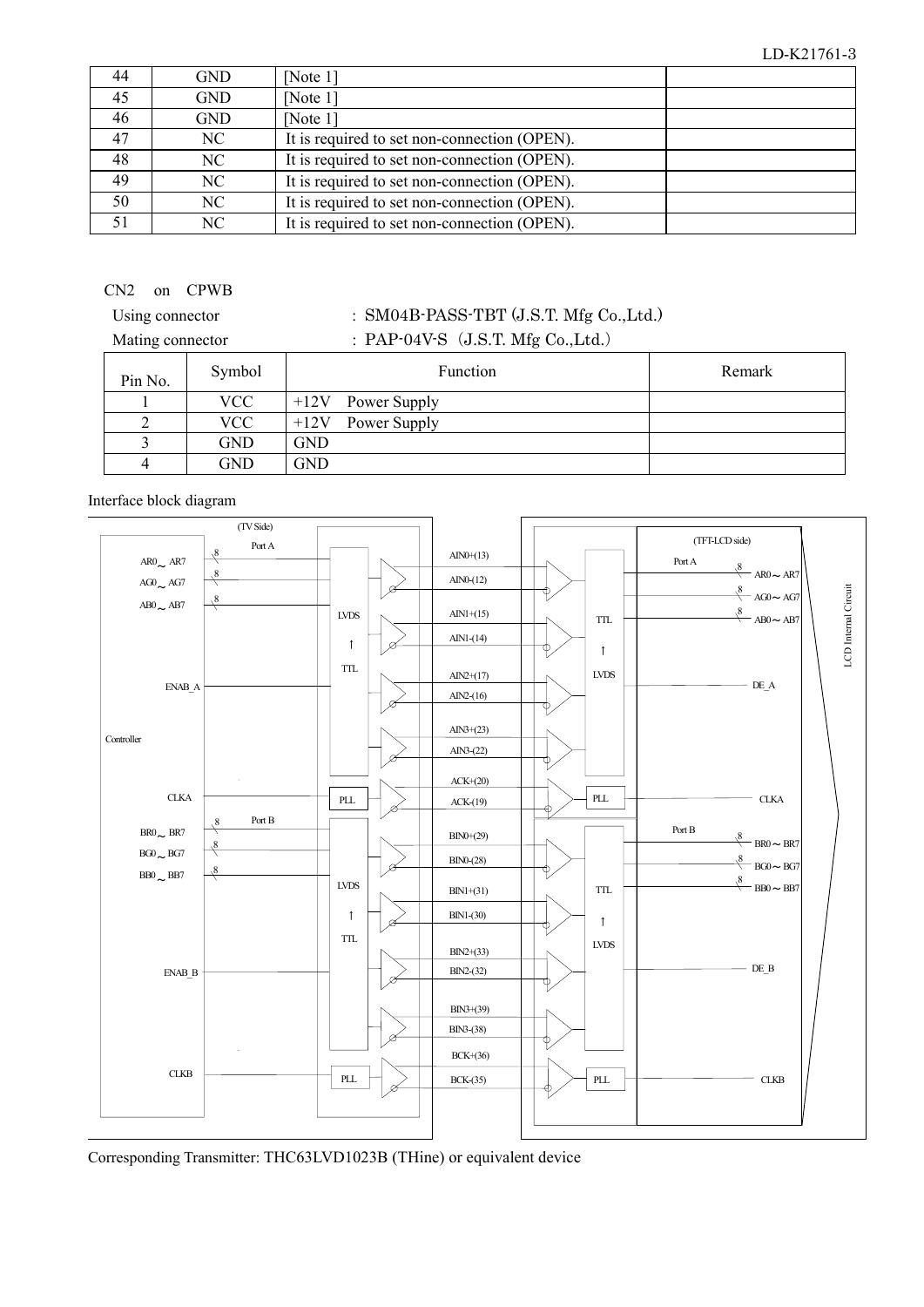| | | | |
|---|---|---|---|
| 44 | GND | [Note 1] | |
| 45 | GND | [Note 1] | |
| 46 | GND | [Note 1] | |
| 47 | NC | It is required to set non-connection (OPEN). | |
| 48 | NC | It is required to set non-connection (OPEN). | |
| 49 | NC | It is required to set non-connection (OPEN). | |
| 50 | NC | It is required to set non-connection (OPEN). | |
| 51 | NC | It is required to set non-connection (OPEN). | |

CN2 on CPWB

Using connector : SM04B-PASS-TBT (J.S.T. Mfg Co.,Ltd.)

Mating connector : PAP-04V-S (J.S.T. Mfg Co.,Ltd.)

| Pin No. | Symbol | Function | Remark |
|---|---|---|---|
| 1 | VCC | +12V Power Supply | |
| 2 | VCC | +12V Power Supply | |
| 3 | GND | GND | |
| 4 | GND | GND | |

Interface block diagram

(TV Side)
Port A
AR0～AR7
AG0～AG7
AB0～AB7
ENAB_A
Controller
CLKA
Port B
BR0～BR7
BG0～BG7
BB0～BB7
ENAB_B
CLKB
LVDS ↑ TTL
PLL
AIN0+(13)
AIN0-(12)
AIN1+(15)
AIN1-(14)
AIN2+(17)
AIN2-(16)
AIN3+(23)
AIN3-(22)
ACK+(20)
ACK-(19)
BIN0+(29)
BIN0-(28)
BIN1+(31)
BIN1-(30)
BIN2+(33)
BIN2-(32)
BIN3+(39)
BIN3-(38)
BCK+(36)
BCK-(35)
TTL ↑ LVDS
(TFT-LCD side)
Port A
AR0～AR7
AG0～AG7
AB0～AB7
DE_A
CLKA
Port B
BR0～BR7
BG0～BG7
BB0～BB7
DE_B
CLKB
LCD Internal Circuit
8

Corresponding Transmitter: THC63LVD1023B (THine) or equivalent device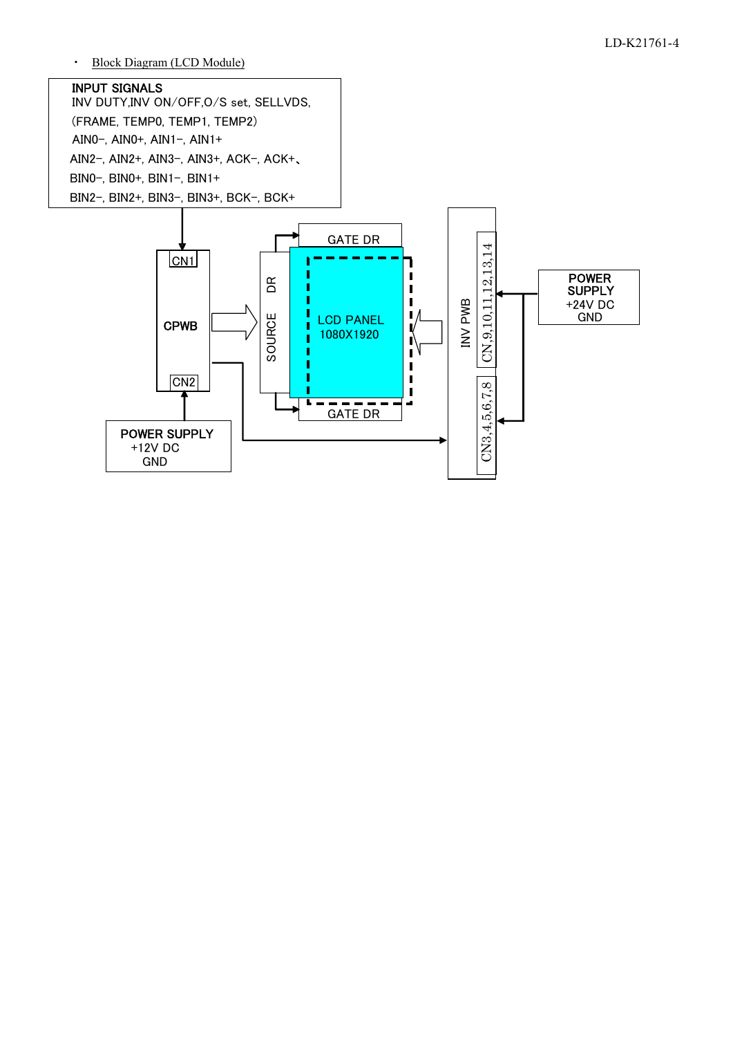・ Block Diagram (LCD Module)

INPUT SIGNALS
INV DUTY,INV ON/OFF,O/S set, SELLVDS,
(FRAME, TEMP0, TEMP1, TEMP2)
AIN0−, AIN0+, AIN1−, AIN1+
AIN2−, AIN2+, AIN3−, AIN3+, ACK−, ACK+、
BIN0−, BIN0+, BIN1−, BIN1+
BIN2−, BIN2+, BIN3−, BIN3+, BCK−, BCK+

CN1
CPWB
CN2

POWER SUPPLY
+12V DC
GND

GATE DR
SOURCE DR
LCD PANEL
1080X1920
GATE DR

INV PWB
CN,9,10,11,12,13,14
CN3,4,5,6,7,8

POWER SUPPLY
+24V DC
GND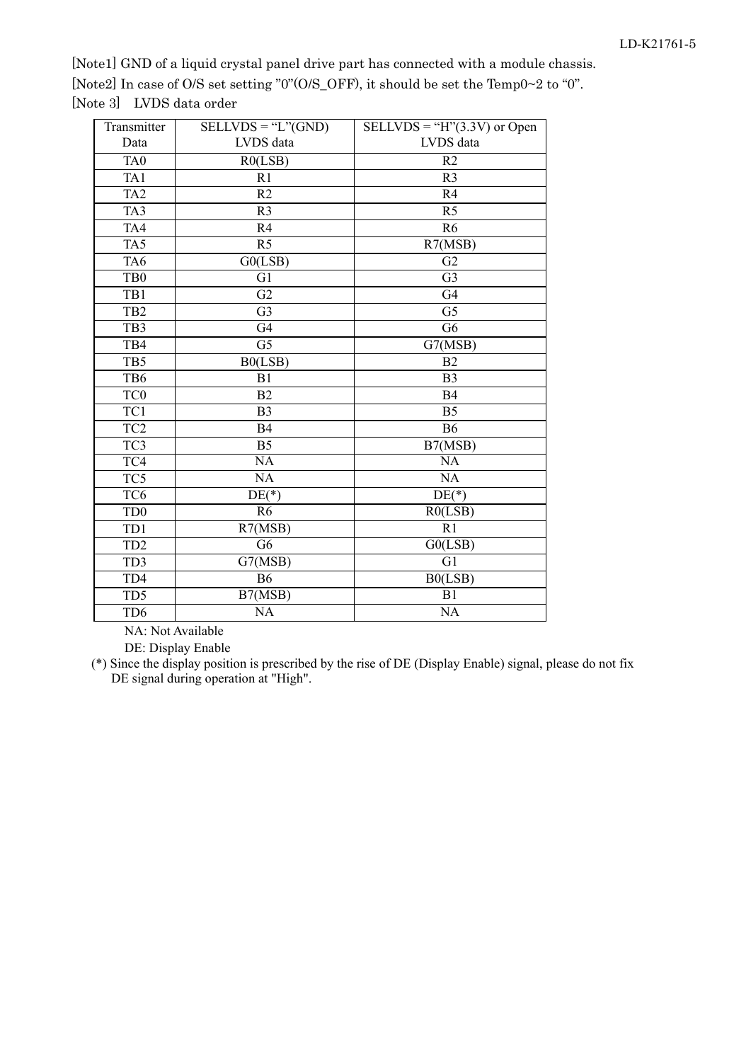[Note1] GND of a liquid crystal panel drive part has connected with a module chassis.

[Note2] In case of O/S set setting "0"(O/S_OFF), it should be set the Temp0~2 to "0".

[Note 3]　LVDS data order

| Transmitter Data | SELLVDS = "L"(GND) LVDS data | SELLVDS = "H"(3.3V) or Open LVDS data |
|---|---|---|
| TA0 | R0(LSB) | R2 |
| TA1 | R1 | R3 |
| TA2 | R2 | R4 |
| TA3 | R3 | R5 |
| TA4 | R4 | R6 |
| TA5 | R5 | R7(MSB) |
| TA6 | G0(LSB) | G2 |
| TB0 | G1 | G3 |
| TB1 | G2 | G4 |
| TB2 | G3 | G5 |
| TB3 | G4 | G6 |
| TB4 | G5 | G7(MSB) |
| TB5 | B0(LSB) | B2 |
| TB6 | B1 | B3 |
| TC0 | B2 | B4 |
| TC1 | B3 | B5 |
| TC2 | B4 | B6 |
| TC3 | B5 | B7(MSB) |
| TC4 | NA | NA |
| TC5 | NA | NA |
| TC6 | DE(*) | DE(*) |
| TD0 | R6 | R0(LSB) |
| TD1 | R7(MSB) | R1 |
| TD2 | G6 | G0(LSB) |
| TD3 | G7(MSB) | G1 |
| TD4 | B6 | B0(LSB) |
| TD5 | B7(MSB) | B1 |
| TD6 | NA | NA |

NA: Not Available

DE: Display Enable

(*) Since the display position is prescribed by the rise of DE (Display Enable) signal, please do not fix DE signal during operation at "High".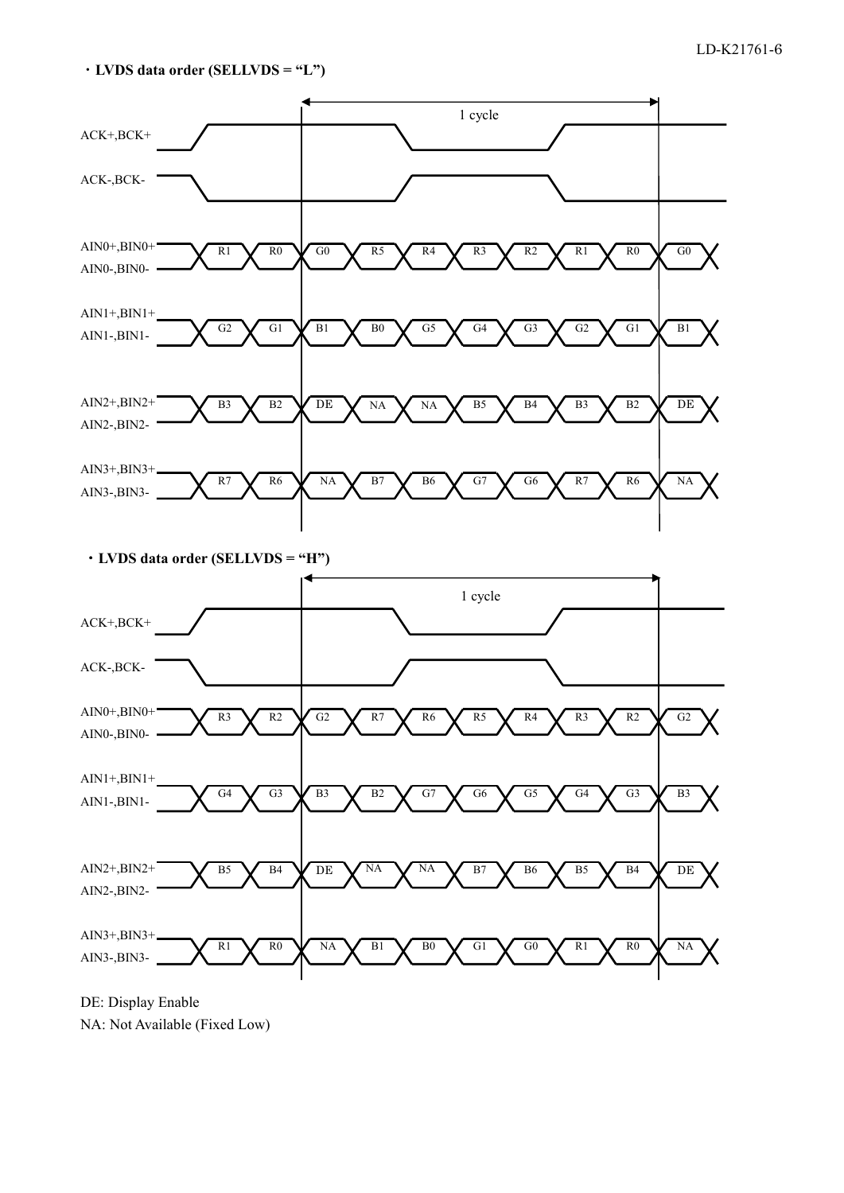・**LVDS data order (SELLVDS = "L")**

1 cycle

ACK+,BCK+

ACK-,BCK-

AIN0+,BIN0+
AIN0-,BIN0-
R1 R0 G0 R5 R4 R3 R2 R1 R0 G0

AIN1+,BIN1+
AIN1-,BIN1-
G2 G1 B1 B0 G5 G4 G3 G2 G1 B1

AIN2+,BIN2+
AIN2-,BIN2-
B3 B2 DE NA NA B5 B4 B3 B2 DE

AIN3+,BIN3+
AIN3-,BIN3-
R7 R6 NA B7 B6 G7 G6 R7 R6 NA

・**LVDS data order (SELLVDS = "H")**

1 cycle

ACK+,BCK+

ACK-,BCK-

AIN0+,BIN0+
AIN0-,BIN0-
R3 R2 G2 R7 R6 R5 R4 R3 R2 G2

AIN1+,BIN1+
AIN1-,BIN1-
G4 G3 B3 B2 G7 G6 G5 G4 G3 B3

AIN2+,BIN2+
AIN2-,BIN2-
B5 B4 DE NA NA B7 B6 B5 B4 DE

AIN3+,BIN3+
AIN3-,BIN3-
R1 R0 NA B1 B0 G1 G0 R1 R0 NA

DE: Display Enable

NA: Not Available (Fixed Low)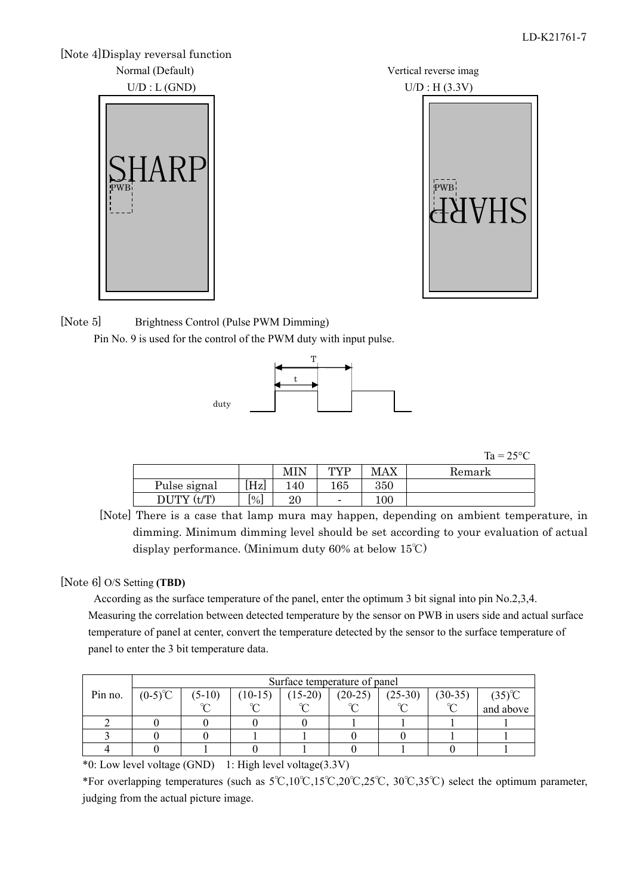[Note 4]Display reversal function

Normal (Default)

U/D : L (GND)

SHARP

PWB

Vertical reverse imag

U/D : H (3.3V)

SHARP

PWB

[Note 5] Brightness Control (Pulse PWM Dimming)

Pin No. 9 is used for the control of the PWM duty with input pulse.

T

t

duty

Ta = 25°C

| | | MIN | TYP | MAX | Remark |
|---|---|---|---|---|---|
| Pulse signal | [Hz] | 140 | 165 | 350 | |
| DUTY (t/T) | [%] | 20 | - | 100 | |

[Note] There is a case that lamp mura may happen, depending on ambient temperature, in dimming. Minimum dimming level should be set according to your evaluation of actual display performance. (Minimum duty 60% at below 15℃)

[Note 6] O/S Setting **(TBD)**

According as the surface temperature of the panel, enter the optimum 3 bit signal into pin No.2,3,4. Measuring the correlation between detected temperature by the sensor on PWB in users side and actual surface temperature of panel at center, convert the temperature detected by the sensor to the surface temperature of panel to enter the 3 bit temperature data.

| Pin no. | Surface temperature of panel | | | | | | | |
|---|---|---|---|---|---|---|---|---|
| | (0-5)℃ | (5-10) ℃ | (10-15) ℃ | (15-20) ℃ | (20-25) ℃ | (25-30) ℃ | (30-35) ℃ | (35)℃ and above |
| 2 | 0 | 0 | 0 | 0 | 1 | 1 | 1 | 1 |
| 3 | 0 | 0 | 1 | 1 | 0 | 0 | 1 | 1 |
| 4 | 0 | 1 | 0 | 1 | 0 | 1 | 0 | 1 |

*0: Low level voltage (GND)　1: High level voltage(3.3V)

*For overlapping temperatures (such as 5℃,10℃,15℃,20℃,25℃, 30℃,35℃) select the optimum parameter, judging from the actual picture image.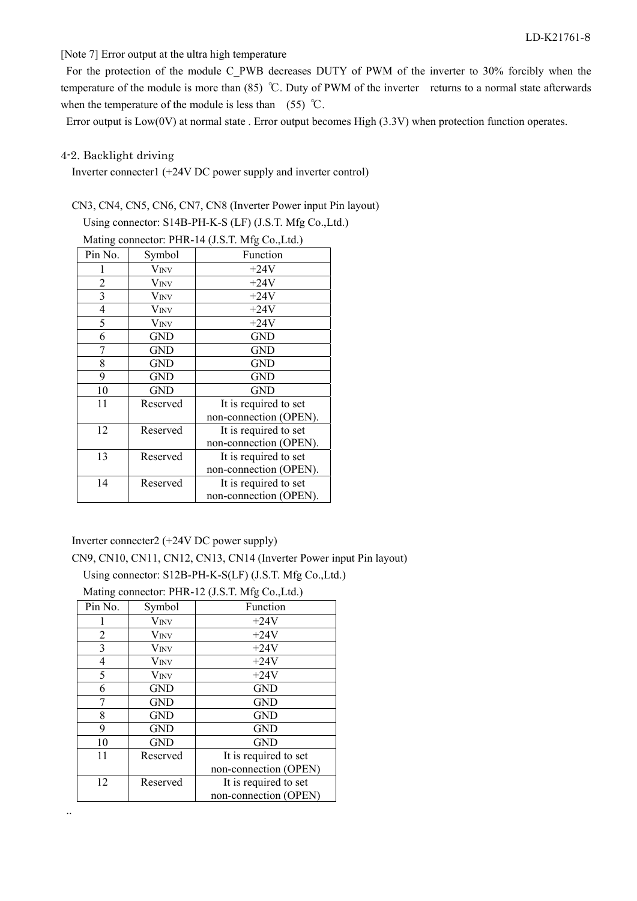[Note 7] Error output at the ultra high temperature

For the protection of the module C_PWB decreases DUTY of PWM of the inverter to 30% forcibly when the temperature of the module is more than (85) ℃. Duty of PWM of the inverter returns to a normal state afterwards when the temperature of the module is less than (55) ℃.

Error output is Low(0V) at normal state . Error output becomes High (3.3V) when protection function operates.

## 4-2. Backlight driving

Inverter connecter1 (+24V DC power supply and inverter control)

CN3, CN4, CN5, CN6, CN7, CN8 (Inverter Power input Pin layout)

Using connector: S14B-PH-K-S (LF) (J.S.T. Mfg Co.,Ltd.)

Mating connector: PHR-14 (J.S.T. Mfg Co.,Ltd.)

| Pin No. | Symbol | Function |
|---|---|---|
| 1 | $V_{INV}$ | +24V |
| 2 | $V_{INV}$ | +24V |
| 3 | $V_{INV}$ | +24V |
| 4 | $V_{INV}$ | +24V |
| 5 | $V_{INV}$ | +24V |
| 6 | GND | GND |
| 7 | GND | GND |
| 8 | GND | GND |
| 9 | GND | GND |
| 10 | GND | GND |
| 11 | Reserved | It is required to set non-connection (OPEN). |
| 12 | Reserved | It is required to set non-connection (OPEN). |
| 13 | Reserved | It is required to set non-connection (OPEN). |
| 14 | Reserved | It is required to set non-connection (OPEN). |

Inverter connecter2 (+24V DC power supply)

CN9, CN10, CN11, CN12, CN13, CN14 (Inverter Power input Pin layout)

Using connector: S12B-PH-K-S(LF) (J.S.T. Mfg Co.,Ltd.)

Mating connector: PHR-12 (J.S.T. Mfg Co.,Ltd.)

| Pin No. | Symbol | Function |
|---|---|---|
| 1 | $V_{INV}$ | +24V |
| 2 | $V_{INV}$ | +24V |
| 3 | $V_{INV}$ | +24V |
| 4 | $V_{INV}$ | +24V |
| 5 | $V_{INV}$ | +24V |
| 6 | GND | GND |
| 7 | GND | GND |
| 8 | GND | GND |
| 9 | GND | GND |
| 10 | GND | GND |
| 11 | Reserved | It is required to set non-connection (OPEN) |
| 12 | Reserved | It is required to set non-connection (OPEN) |

..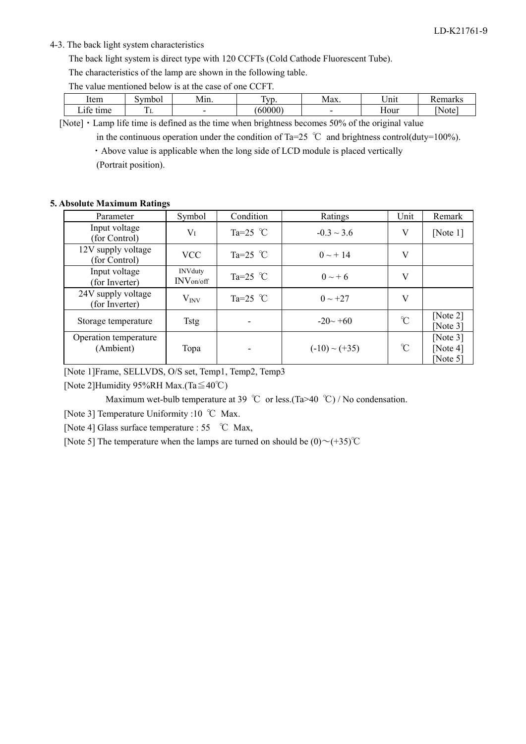4-3. The back light system characteristics

The back light system is direct type with 120 CCFTs (Cold Cathode Fluorescent Tube).

The characteristics of the lamp are shown in the following table.

The value mentioned below is at the case of one CCFT.

| Item | Symbol | Min. | Typ. | Max. | Unit | Remarks |
|---|---|---|---|---|---|---|
| Life time | $T_L$ | - | (60000) | - | Hour | [Note] |

[Note]・Lamp life time is defined as the time when brightness becomes 50% of the original value in the continuous operation under the condition of Ta=25 ℃ and brightness control(duty=100%).

・Above value is applicable when the long side of LCD module is placed vertically (Portrait position).

**5. Absolute Maximum Ratings**

| Parameter | Symbol | Condition | Ratings | Unit | Remark |
|---|---|---|---|---|---|
| Input voltage (for Control) | $V_I$ | Ta=25 ℃ | -0.3 ~ 3.6 | V | [Note 1] |
| 12V supply voltage (for Control) | VCC | Ta=25 ℃ | 0 ~ + 14 | V | |
| Input voltage (for Inverter) | INVduty INVon/off | Ta=25 ℃ | 0 ~ + 6 | V | |
| 24V supply voltage (for Inverter) | $V_{INV}$ | Ta=25 ℃ | 0 ~ +27 | V | |
| Storage temperature | Tstg | - | -20~ +60 | ℃ | [Note 2] [Note 3] |
| Operation temperature (Ambient) | Topa | - | (-10) ~ (+35) | ℃ | [Note 3] [Note 4] [Note 5] |

[Note 1]Frame, SELLVDS, O/S set, Temp1, Temp2, Temp3

[Note 2]Humidity 95%RH Max.(Ta≦40℃)

Maximum wet-bulb temperature at 39 ℃ or less.(Ta>40 ℃) / No condensation.

[Note 3] Temperature Uniformity :10 ℃ Max.

[Note 4] Glass surface temperature : 55 ℃ Max,

[Note 5] The temperature when the lamps are turned on should be (0)～(+35)℃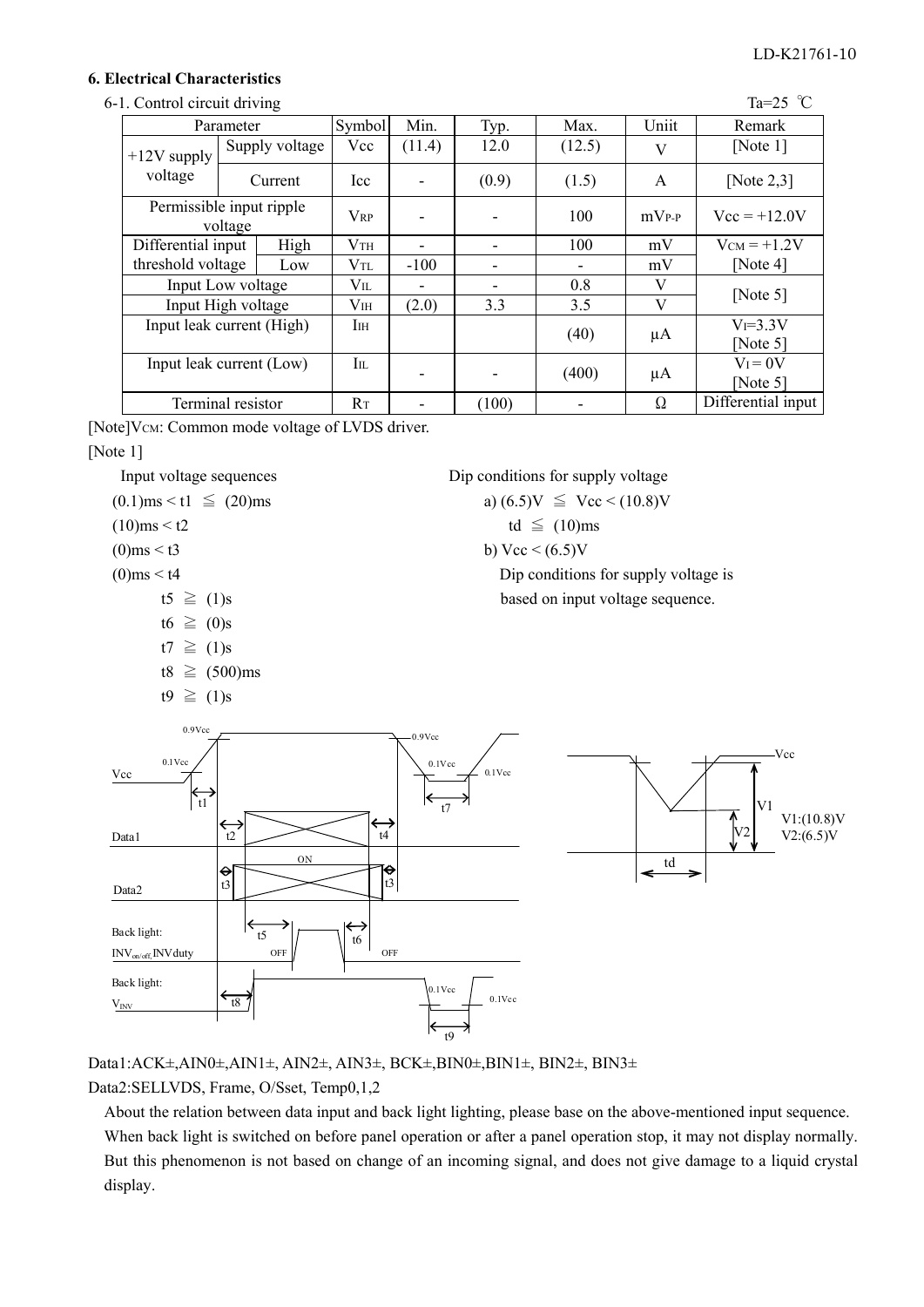## 6. Electrical Characteristics

6-1. Control circuit driving

Ta=25 ℃

| Parameter | | Symbol | Min. | Typ. | Max. | Uniit | Remark |
|---|---|---|---|---|---|---|---|
| +12V supply voltage | Supply voltage | Vcc | (11.4) | 12.0 | (12.5) | V | [Note 1] |
| | Current | Icc | - | (0.9) | (1.5) | A | [Note 2,3] |
| Permissible input ripple voltage | | $V_{RP}$ | - | - | 100 | $mV_{P-P}$ | Vcc = +12.0V |
| Differential input threshold voltage | High | $V_{TH}$ | - | - | 100 | mV | $V_{CM}$ = +1.2V [Note 4] |
| | Low | $V_{TL}$ | -100 | - | - | mV | |
| Input Low voltage | | $V_{IL}$ | - | - | 0.8 | V | [Note 5] |
| Input High voltage | | $V_{IH}$ | (2.0) | 3.3 | 3.5 | V | |
| Input leak current (High) | | $I_{IH}$ | | | (40) | μA | $V_I$=3.3V [Note 5] |
| Input leak current (Low) | | $I_{IL}$ | - | - | (400) | μA | $V_I$ = 0V [Note 5] |
| Terminal resistor | | $R_T$ | - | (100) | - | Ω | Differential input |

[Note]$V_{CM}$: Common mode voltage of LVDS driver.

[Note 1]

Input voltage sequences

(0.1)ms < t1 ≦ (20)ms
(10)ms < t2
(0)ms < t3
(0)ms < t4
t5 ≧ (1)s
t6 ≧ (0)s
t7 ≧ (1)s
t8 ≧ (500)ms
t9 ≧ (1)s

Dip conditions for supply voltage

a) (6.5)V ≦ Vcc < (10.8)V
td ≦ (10)ms
b) Vcc < (6.5)V
Dip conditions for supply voltage is based on input voltage sequence.

0.9Vcc
0.1Vcc
Vcc
t1
0.9Vcc
0.1Vcc
0.1Vcc
t7
Data1
t2
t4
ON
Data2
t3
t3
Back light:
$INV_{on/off}$,INVduty
t5
t6
OFF
OFF
Back light:
$V_{INV}$
t8
0.1Vcc
0.1Vcc
t9

Vcc
V1
V2
V1:(10.8)V
V2:(6.5)V
td

Data1:ACK±,AIN0±,AIN1±, AIN2±, AIN3±, BCK±,BIN0±,BIN1±, BIN2±, BIN3±

Data2:SELLVDS, Frame, O/Sset, Temp0,1,2

About the relation between data input and back light lighting, please base on the above-mentioned input sequence. When back light is switched on before panel operation or after a panel operation stop, it may not display normally. But this phenomenon is not based on change of an incoming signal, and does not give damage to a liquid crystal display.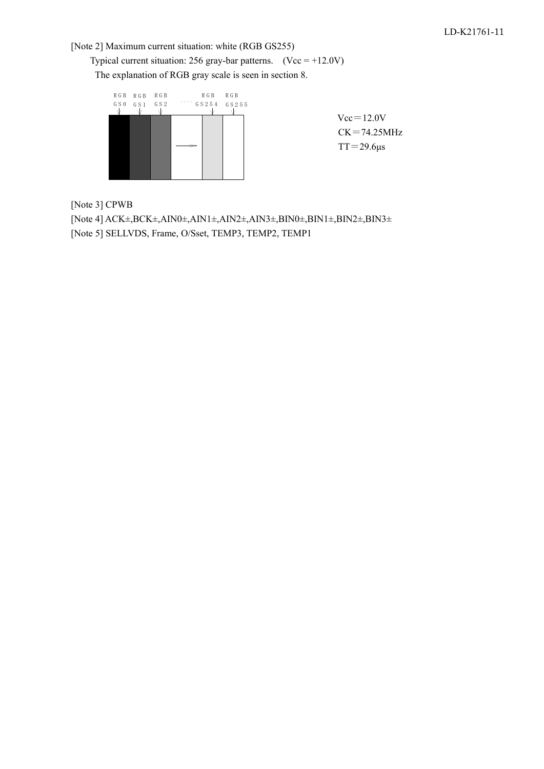[Note 2] Maximum current situation: white (RGB GS255)

Typical current situation: 256 gray-bar patterns.  (Vcc = +12.0V)

The explanation of RGB gray scale is seen in section 8.

RGB GS0
RGB GS1
RGB GS2
....
RGB GS254
RGB GS255

Vcc＝12.0V
CK＝74.25MHz
TT＝29.6μs

[Note 3] CPWB

[Note 4] ACK±,BCK±,AIN0±,AIN1±,AIN2±,AIN3±,BIN0±,BIN1±,BIN2±,BIN3±

[Note 5] SELLVDS, Frame, O/Sset, TEMP3, TEMP2, TEMP1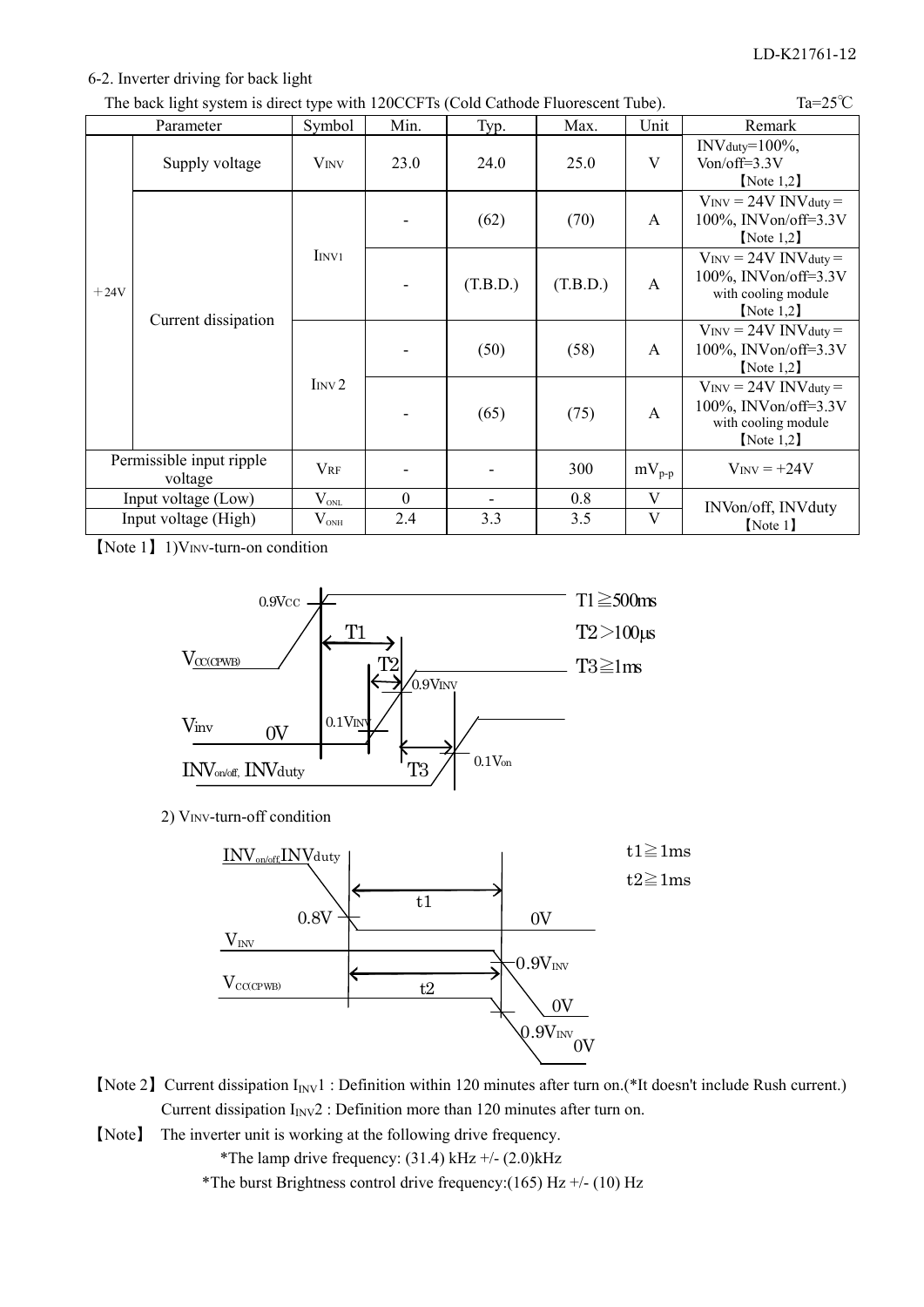6-2. Inverter driving for back light

The back light system is direct type with 120CCFTs (Cold Cathode Fluorescent Tube). Ta=25℃

| Parameter | | Symbol | Min. | Typ. | Max. | Unit | Remark |
|---|---|---|---|---|---|---|---|
| +24V | Supply voltage | $V_{INV}$ | 23.0 | 24.0 | 25.0 | V | INVduty=100%, Von/off=3.3V 【Note 1,2】 |
| | Current dissipation | $I_{INV1}$ | - | (62) | (70) | A | $V_{INV}$ = 24V INVduty = 100%, INVon/off=3.3V 【Note 1,2】 |
| | | | - | (T.B.D.) | (T.B.D.) | A | $V_{INV}$ = 24V INVduty = 100%, INVon/off=3.3V with cooling module 【Note 1,2】 |
| | | $I_{INV}2$ | - | (50) | (58) | A | $V_{INV}$ = 24V INVduty = 100%, INVon/off=3.3V 【Note 1,2】 |
| | | | - | (65) | (75) | A | $V_{INV}$ = 24V INVduty = 100%, INVon/off=3.3V with cooling module 【Note 1,2】 |
| Permissible input ripple voltage | | $V_{RF}$ | - | - | 300 | $mV_{p-p}$ | $V_{INV}$ = +24V |
| Input voltage (Low) | | $V_{ONL}$ | 0 | - | 0.8 | V | INVon/off, INVduty 【Note 1】 |
| Input voltage (High) | | $V_{ONH}$ | 2.4 | 3.3 | 3.5 | V | |

【Note 1】1)$V_{INV}$-turn-on condition

0.9VCC
$V_{CC(CPWB)}$
T1
T2
0.9VINV
Vinv
0V
0.1VINV
INVon/off, INVduty
T3
0.1Von

T1≧500ms
T2>100μs
T3≧1ms

2) $V_{INV}$-turn-off condition

INVon/off,INVduty
0.8V
t1
0V
$V_{INV}$
0.9VINV
$V_{CC(CPWB)}$
t2
0V
0.9VINV
0V

t1≧1ms
t2≧1ms

【Note 2】Current dissipation $I_{INV}1$ : Definition within 120 minutes after turn on.(*It doesn't include Rush current.)
Current dissipation $I_{INV}2$ : Definition more than 120 minutes after turn on.

【Note】 The inverter unit is working at the following drive frequency.

*The lamp drive frequency: (31.4) kHz +/- (2.0)kHz

*The burst Brightness control drive frequency:(165) Hz +/- (10) Hz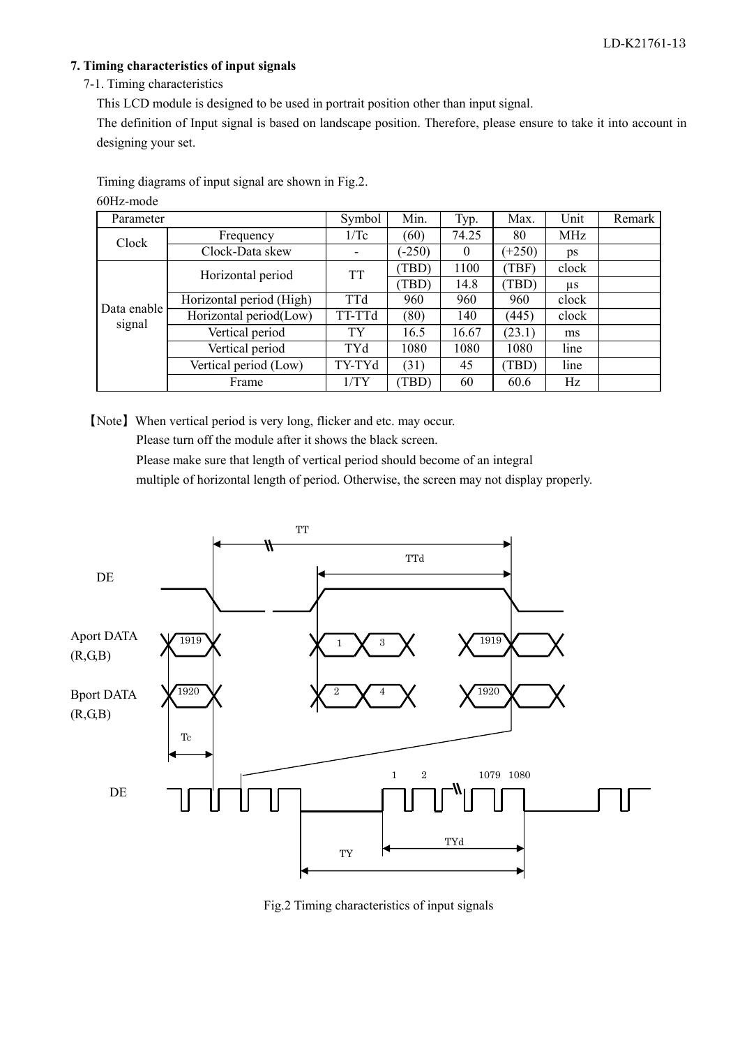## 7. Timing characteristics of input signals

7-1. Timing characteristics

This LCD module is designed to be used in portrait position other than input signal.

The definition of Input signal is based on landscape position. Therefore, please ensure to take it into account in designing your set.

Timing diagrams of input signal are shown in Fig.2.

60Hz-mode

| Parameter | | Symbol | Min. | Typ. | Max. | Unit | Remark |
|---|---|---|---|---|---|---|---|
| Clock | Frequency | 1/Tc | (60) | 74.25 | 80 | MHz | |
| | Clock-Data skew | - | (-250) | 0 | (+250) | ps | |
| Data enable signal | Horizontal period | TT | (TBD) | 1100 | (TBF) | clock | |
| | | | (TBD) | 14.8 | (TBD) | μs | |
| | Horizontal period (High) | TTd | 960 | 960 | 960 | clock | |
| | Horizontal period(Low) | TT-TTd | (80) | 140 | (445) | clock | |
| | Vertical period | TY | 16.5 | 16.67 | (23.1) | ms | |
| | Vertical period | TYd | 1080 | 1080 | 1080 | line | |
| | Vertical period (Low) | TY-TYd | (31) | 45 | (TBD) | line | |
| | Frame | 1/TY | (TBD) | 60 | 60.6 | Hz | |

【Note】When vertical period is very long, flicker and etc. may occur.
Please turn off the module after it shows the black screen.
Please make sure that length of vertical period should become of an integral multiple of horizontal length of period. Otherwise, the screen may not display properly.

TT
TTd
DE
Aport DATA (R,G,B)
1919
1
3
1919
Bport DATA (R,G,B)
1920
2
4
1920
Tc
DE
1
2
1079
1080
TYd
TY

Fig.2 Timing characteristics of input signals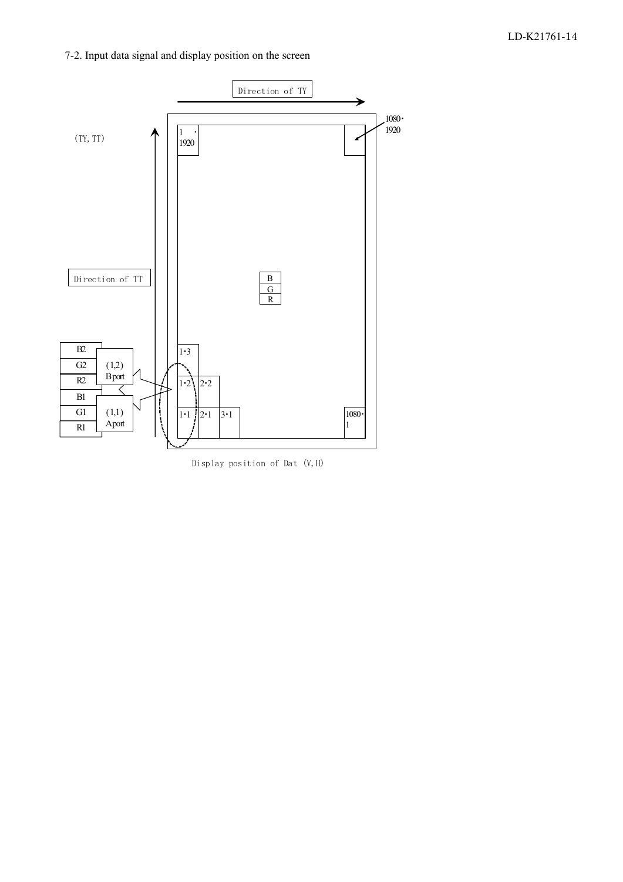7-2. Input data signal and display position on the screen

Direction of TY

(TY, TT)

Direction of TT

1080・1920

1 ・1920

B
G
R

1・3

1・2

2・2

1・1

2・1

3・1

1080・1

B2
G2
R2
B1
G1
R1

(1,2) B port

(1,1) A port

Display position of Dat (V,H)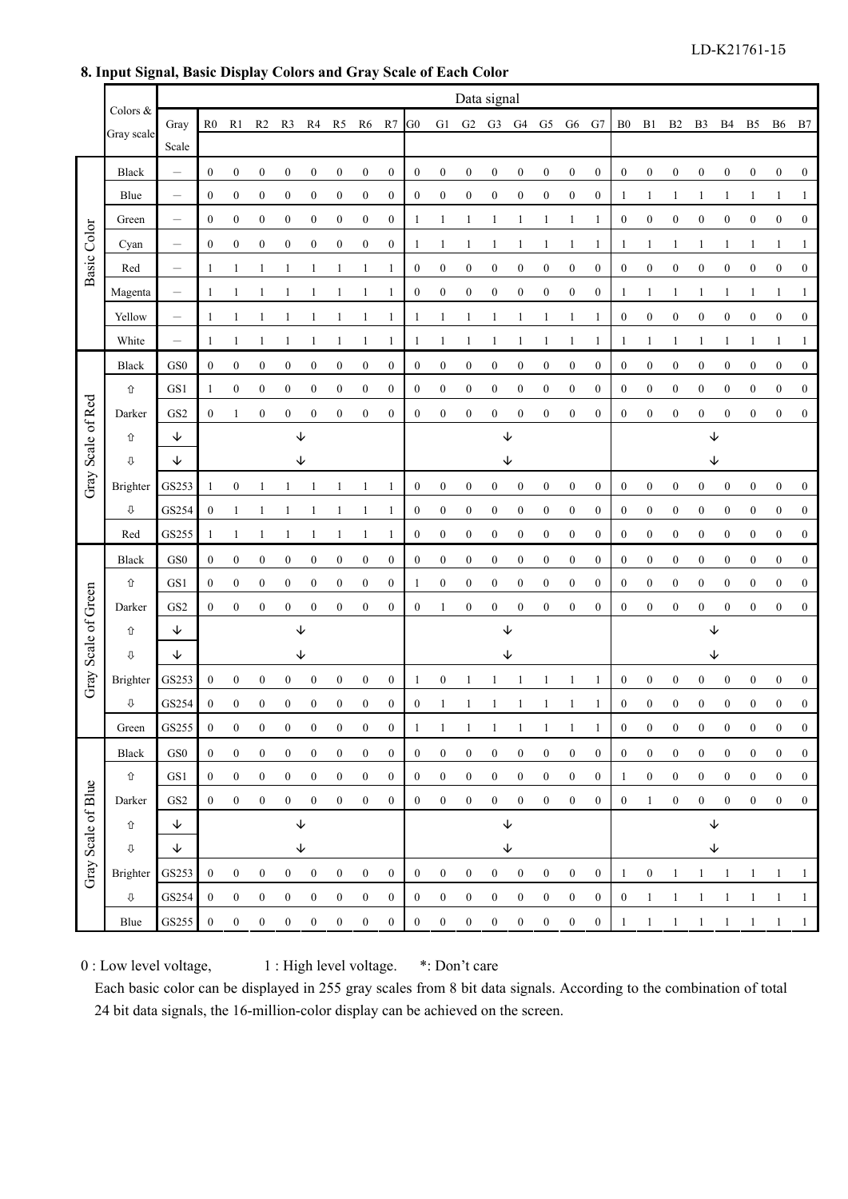## 8. Input Signal, Basic Display Colors and Gray Scale of Each Color

| | Colors & Gray scale | Gray Scale | R0 | R1 | R2 | R3 | R4 | R5 | R6 | R7 | G0 | G1 | G2 | G3 | G4 | G5 | G6 | G7 | B0 | B1 | B2 | B3 | B4 | B5 | B6 | B7 |
|---|---|---|---|---|---|---|---|---|---|---|---|---|---|---|---|---|---|---|---|---|---|---|---|---|---|---|
| Basic Color | Black | – | 0 | 0 | 0 | 0 | 0 | 0 | 0 | 0 | 0 | 0 | 0 | 0 | 0 | 0 | 0 | 0 | 0 | 0 | 0 | 0 | 0 | 0 | 0 | 0 |
| | Blue | – | 0 | 0 | 0 | 0 | 0 | 0 | 0 | 0 | 0 | 0 | 0 | 0 | 0 | 0 | 0 | 0 | 1 | 1 | 1 | 1 | 1 | 1 | 1 | 1 |
| | Green | – | 0 | 0 | 0 | 0 | 0 | 0 | 0 | 0 | 1 | 1 | 1 | 1 | 1 | 1 | 1 | 1 | 0 | 0 | 0 | 0 | 0 | 0 | 0 | 0 |
| | Cyan | – | 0 | 0 | 0 | 0 | 0 | 0 | 0 | 0 | 1 | 1 | 1 | 1 | 1 | 1 | 1 | 1 | 1 | 1 | 1 | 1 | 1 | 1 | 1 | 1 |
| | Red | – | 1 | 1 | 1 | 1 | 1 | 1 | 1 | 1 | 0 | 0 | 0 | 0 | 0 | 0 | 0 | 0 | 0 | 0 | 0 | 0 | 0 | 0 | 0 | 0 |
| | Magenta | – | 1 | 1 | 1 | 1 | 1 | 1 | 1 | 1 | 0 | 0 | 0 | 0 | 0 | 0 | 0 | 0 | 1 | 1 | 1 | 1 | 1 | 1 | 1 | 1 |
| | Yellow | – | 1 | 1 | 1 | 1 | 1 | 1 | 1 | 1 | 1 | 1 | 1 | 1 | 1 | 1 | 1 | 1 | 0 | 0 | 0 | 0 | 0 | 0 | 0 | 0 |
| | White | – | 1 | 1 | 1 | 1 | 1 | 1 | 1 | 1 | 1 | 1 | 1 | 1 | 1 | 1 | 1 | 1 | 1 | 1 | 1 | 1 | 1 | 1 | 1 | 1 |
| Gray Scale of Red | Black | GS0 | 0 | 0 | 0 | 0 | 0 | 0 | 0 | 0 | 0 | 0 | 0 | 0 | 0 | 0 | 0 | 0 | 0 | 0 | 0 | 0 | 0 | 0 | 0 | 0 |
| | ⇧ | GS1 | 1 | 0 | 0 | 0 | 0 | 0 | 0 | 0 | 0 | 0 | 0 | 0 | 0 | 0 | 0 | 0 | 0 | 0 | 0 | 0 | 0 | 0 | 0 | 0 |
| | Darker | GS2 | 0 | 1 | 0 | 0 | 0 | 0 | 0 | 0 | 0 | 0 | 0 | 0 | 0 | 0 | 0 | 0 | 0 | 0 | 0 | 0 | 0 | 0 | 0 | 0 |
| | ⇧ | ↓ | | | | | ↓ | | | | | | | | ↓ | | | | | | | | ↓ | | | |
| | ⇩ | ↓ | | | | | ↓ | | | | | | | | ↓ | | | | | | | | ↓ | | | |
| | Brighter | GS253 | 1 | 0 | 1 | 1 | 1 | 1 | 1 | 1 | 0 | 0 | 0 | 0 | 0 | 0 | 0 | 0 | 0 | 0 | 0 | 0 | 0 | 0 | 0 | 0 |
| | ⇩ | GS254 | 0 | 1 | 1 | 1 | 1 | 1 | 1 | 1 | 0 | 0 | 0 | 0 | 0 | 0 | 0 | 0 | 0 | 0 | 0 | 0 | 0 | 0 | 0 | 0 |
| | Red | GS255 | 1 | 1 | 1 | 1 | 1 | 1 | 1 | 1 | 0 | 0 | 0 | 0 | 0 | 0 | 0 | 0 | 0 | 0 | 0 | 0 | 0 | 0 | 0 | 0 |
| Gray Scale of Green | Black | GS0 | 0 | 0 | 0 | 0 | 0 | 0 | 0 | 0 | 0 | 0 | 0 | 0 | 0 | 0 | 0 | 0 | 0 | 0 | 0 | 0 | 0 | 0 | 0 | 0 |
| | ⇧ | GS1 | 0 | 0 | 0 | 0 | 0 | 0 | 0 | 0 | 1 | 0 | 0 | 0 | 0 | 0 | 0 | 0 | 0 | 0 | 0 | 0 | 0 | 0 | 0 | 0 |
| | Darker | GS2 | 0 | 0 | 0 | 0 | 0 | 0 | 0 | 0 | 0 | 1 | 0 | 0 | 0 | 0 | 0 | 0 | 0 | 0 | 0 | 0 | 0 | 0 | 0 | 0 |
| | ⇧ | ↓ | | | | | ↓ | | | | | | | | ↓ | | | | | | | | ↓ | | | |
| | ⇩ | ↓ | | | | | ↓ | | | | | | | | ↓ | | | | | | | | ↓ | | | |
| | Brighter | GS253 | 0 | 0 | 0 | 0 | 0 | 0 | 0 | 0 | 1 | 0 | 1 | 1 | 1 | 1 | 1 | 1 | 0 | 0 | 0 | 0 | 0 | 0 | 0 | 0 |
| | ⇩ | GS254 | 0 | 0 | 0 | 0 | 0 | 0 | 0 | 0 | 0 | 1 | 1 | 1 | 1 | 1 | 1 | 1 | 0 | 0 | 0 | 0 | 0 | 0 | 0 | 0 |
| | Green | GS255 | 0 | 0 | 0 | 0 | 0 | 0 | 0 | 0 | 1 | 1 | 1 | 1 | 1 | 1 | 1 | 1 | 0 | 0 | 0 | 0 | 0 | 0 | 0 | 0 |
| Gray Scale of Blue | Black | GS0 | 0 | 0 | 0 | 0 | 0 | 0 | 0 | 0 | 0 | 0 | 0 | 0 | 0 | 0 | 0 | 0 | 0 | 0 | 0 | 0 | 0 | 0 | 0 | 0 |
| | ⇧ | GS1 | 0 | 0 | 0 | 0 | 0 | 0 | 0 | 0 | 0 | 0 | 0 | 0 | 0 | 0 | 0 | 0 | 1 | 0 | 0 | 0 | 0 | 0 | 0 | 0 |
| | Darker | GS2 | 0 | 0 | 0 | 0 | 0 | 0 | 0 | 0 | 0 | 0 | 0 | 0 | 0 | 0 | 0 | 0 | 0 | 1 | 0 | 0 | 0 | 0 | 0 | 0 |
| | ⇧ | ↓ | | | | | ↓ | | | | | | | | ↓ | | | | | | | | ↓ | | | |
| | ⇩ | ↓ | | | | | ↓ | | | | | | | | ↓ | | | | | | | | ↓ | | | |
| | Brighter | GS253 | 0 | 0 | 0 | 0 | 0 | 0 | 0 | 0 | 0 | 0 | 0 | 0 | 0 | 0 | 0 | 0 | 1 | 0 | 1 | 1 | 1 | 1 | 1 | 1 |
| | ⇩ | GS254 | 0 | 0 | 0 | 0 | 0 | 0 | 0 | 0 | 0 | 0 | 0 | 0 | 0 | 0 | 0 | 0 | 0 | 1 | 1 | 1 | 1 | 1 | 1 | 1 |
| | Blue | GS255 | 0 | 0 | 0 | 0 | 0 | 0 | 0 | 0 | 0 | 0 | 0 | 0 | 0 | 0 | 0 | 0 | 1 | 1 | 1 | 1 | 1 | 1 | 1 | 1 |

0 : Low level voltage, 1 : High level voltage. *: Don't care

Each basic color can be displayed in 255 gray scales from 8 bit data signals. According to the combination of total 24 bit data signals, the 16-million-color display can be achieved on the screen.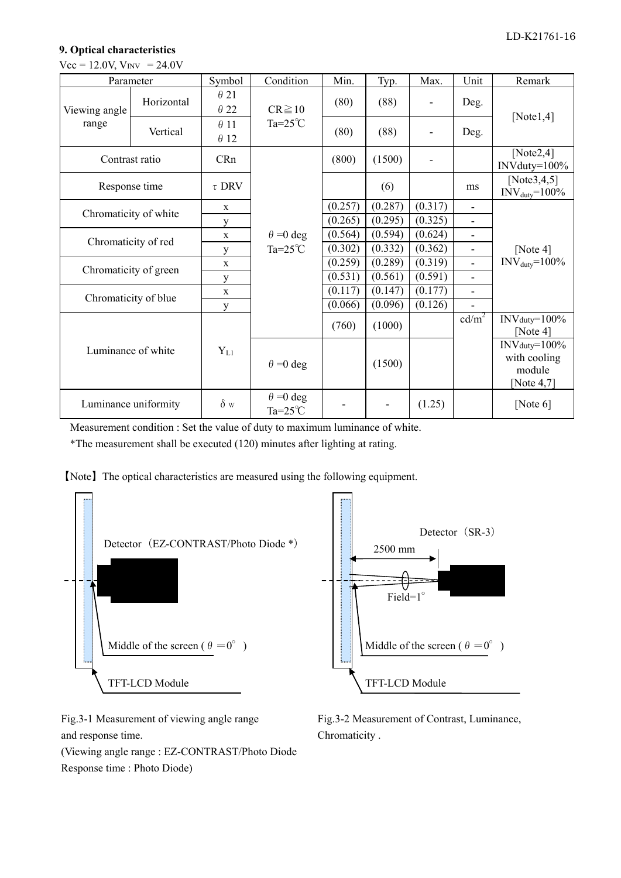## 9. Optical characteristics

Vcc = 12.0V, $V_{INV}$ = 24.0V

| Parameter | | Symbol | Condition | Min. | Typ. | Max. | Unit | Remark |
|---|---|---|---|---|---|---|---|---|
| Viewing angle range | Horizontal | θ21 θ22 | CR≧10 Ta=25℃ | (80) | (88) | - | Deg. | [Note1,4] |
| | Vertical | θ11 θ12 | | (80) | (88) | - | Deg. | |
| Contrast ratio | | CRn | θ=0 deg Ta=25℃ | (800) | (1500) | - | | [Note2,4] INVduty=100% |
| Response time | | τ DRV | | | (6) | | ms | [Note3,4,5] $INV_{duty}$=100% |
| Chromaticity of white | | x | | (0.257) | (0.287) | (0.317) | - | [Note 4] $INV_{duty}$=100% |
| | | y | | (0.265) | (0.295) | (0.325) | - | |
| Chromaticity of red | | x | | (0.564) | (0.594) | (0.624) | - | |
| | | y | | (0.302) | (0.332) | (0.362) | - | |
| Chromaticity of green | | x | | (0.259) | (0.289) | (0.319) | - | |
| | | y | | (0.531) | (0.561) | (0.591) | - | |
| Chromaticity of blue | | x | | (0.117) | (0.147) | (0.177) | - | |
| | | y | | (0.066) | (0.096) | (0.126) | - | |
| Luminance of white | | $Y_{L1}$ | | (760) | (1000) | | $cd/m^2$ | INVduty=100% [Note 4] |
| | | | θ=0 deg | | (1500) | | | INVduty=100% with cooling module [Note 4,7] |
| Luminance uniformity | | δ W | θ=0 deg Ta=25℃ | - | - | (1.25) | | [Note 6] |

Measurement condition : Set the value of duty to maximum luminance of white.

*The measurement shall be executed (120) minutes after lighting at rating.

【Note】The optical characteristics are measured using the following equipment.

Detector（EZ-CONTRAST/Photo Diode *）

Middle of the screen ( θ ＝0° )

TFT-LCD Module

Fig.3-1 Measurement of viewing angle range and response time.
(Viewing angle range : EZ-CONTRAST/Photo Diode
Response time : Photo Diode)

Detector（SR-3）

2500 mm

Field=1°

Middle of the screen ( θ ＝0° )

TFT-LCD Module

Fig.3-2 Measurement of Contrast, Luminance, Chromaticity .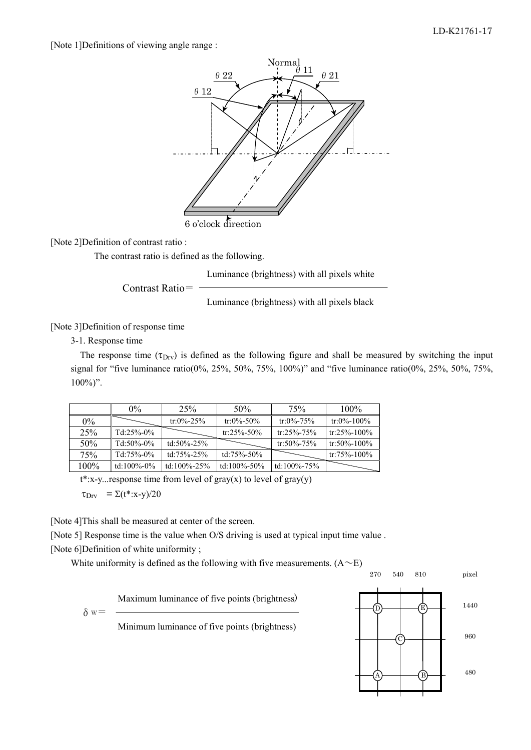[Note 1]Definitions of viewing angle range :

Normal

θ 22

θ 11

θ 21

θ 12

6 o'clock direction

[Note 2]Definition of contrast ratio :

The contrast ratio is defined as the following.

$$\text{Contrast Ratio} = \frac{\text{Luminance (brightness) with all pixels white}}{\text{Luminance (brightness) with all pixels black}}$$

[Note 3]Definition of response time

3-1. Response time

The response time ($\tau_{Drv}$) is defined as the following figure and shall be measured by switching the input signal for "five luminance ratio(0%, 25%, 50%, 75%, 100%)" and "five luminance ratio(0%, 25%, 50%, 75%, 100%)".

| | 0% | 25% | 50% | 75% | 100% |
|---|---|---|---|---|---|
| 0% | | tr:0%-25% | tr:0%-50% | tr:0%-75% | tr:0%-100% |
| 25% | Td:25%-0% | | tr:25%-50% | tr:25%-75% | tr:25%-100% |
| 50% | Td:50%-0% | td:50%-25% | | tr:50%-75% | tr:50%-100% |
| 75% | Td:75%-0% | td:75%-25% | td:75%-50% | | tr:75%-100% |
| 100% | td:100%-0% | td:100%-25% | td:100%-50% | td:100%-75% | |

t*:x-y...response time from level of gray(x) to level of gray(y)

$\tau_{Drv} = \Sigma(t^*\text{:x-y})/20$

[Note 4]This shall be measured at center of the screen.

[Note 5] Response time is the value when O/S driving is used at typical input time value .

[Note 6]Definition of white uniformity ;

White uniformity is defined as the following with five measurements. (A～E)

$$\delta_W = \frac{\text{Maximum luminance of five points (brightness)}}{\text{Minimum luminance of five points (brightness)}}$$

270 540 810 pixel

1440

960

480

D E C A B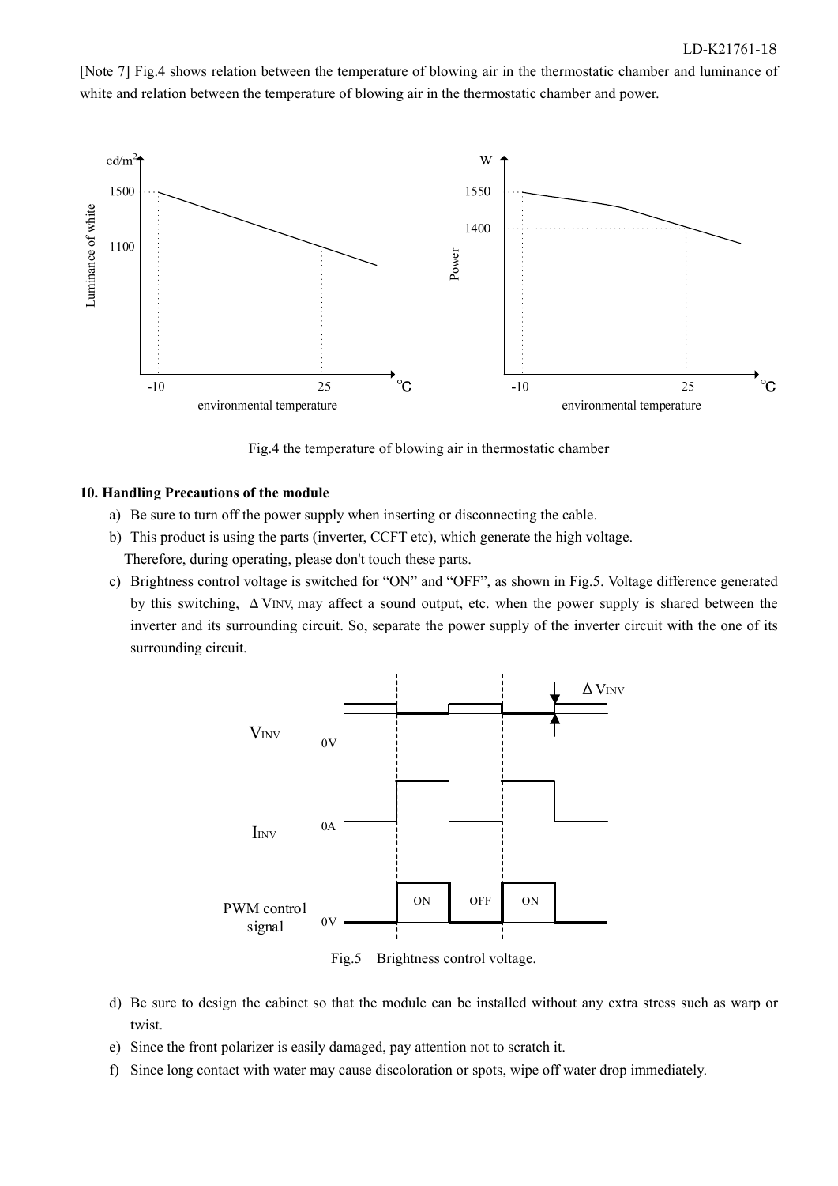[Note 7] Fig.4 shows relation between the temperature of blowing air in the thermostatic chamber and luminance of white and relation between the temperature of blowing air in the thermostatic chamber and power.

cd/m²
1500
1100
Luminance of white
-10
25
℃
environmental temperature

W
1550
1400
Power
-10
25
℃
environmental temperature

Fig.4 the temperature of blowing air in thermostatic chamber

## 10. Handling Precautions of the module

a) Be sure to turn off the power supply when inserting or disconnecting the cable.

b) This product is using the parts (inverter, CCFT etc), which generate the high voltage.
   Therefore, during operating, please don't touch these parts.

c) Brightness control voltage is switched for "ON" and "OFF", as shown in Fig.5. Voltage difference generated by this switching, $\Delta V_{INV}$, may affect a sound output, etc. when the power supply is shared between the inverter and its surrounding circuit. So, separate the power supply of the inverter circuit with the one of its surrounding circuit.

$\Delta V_{INV}$
$V_{INV}$
0V
$I_{INV}$
0A
PWM control signal
0V
ON
OFF
ON

Fig.5 Brightness control voltage.

d) Be sure to design the cabinet so that the module can be installed without any extra stress such as warp or twist.

e) Since the front polarizer is easily damaged, pay attention not to scratch it.

f) Since long contact with water may cause discoloration or spots, wipe off water drop immediately.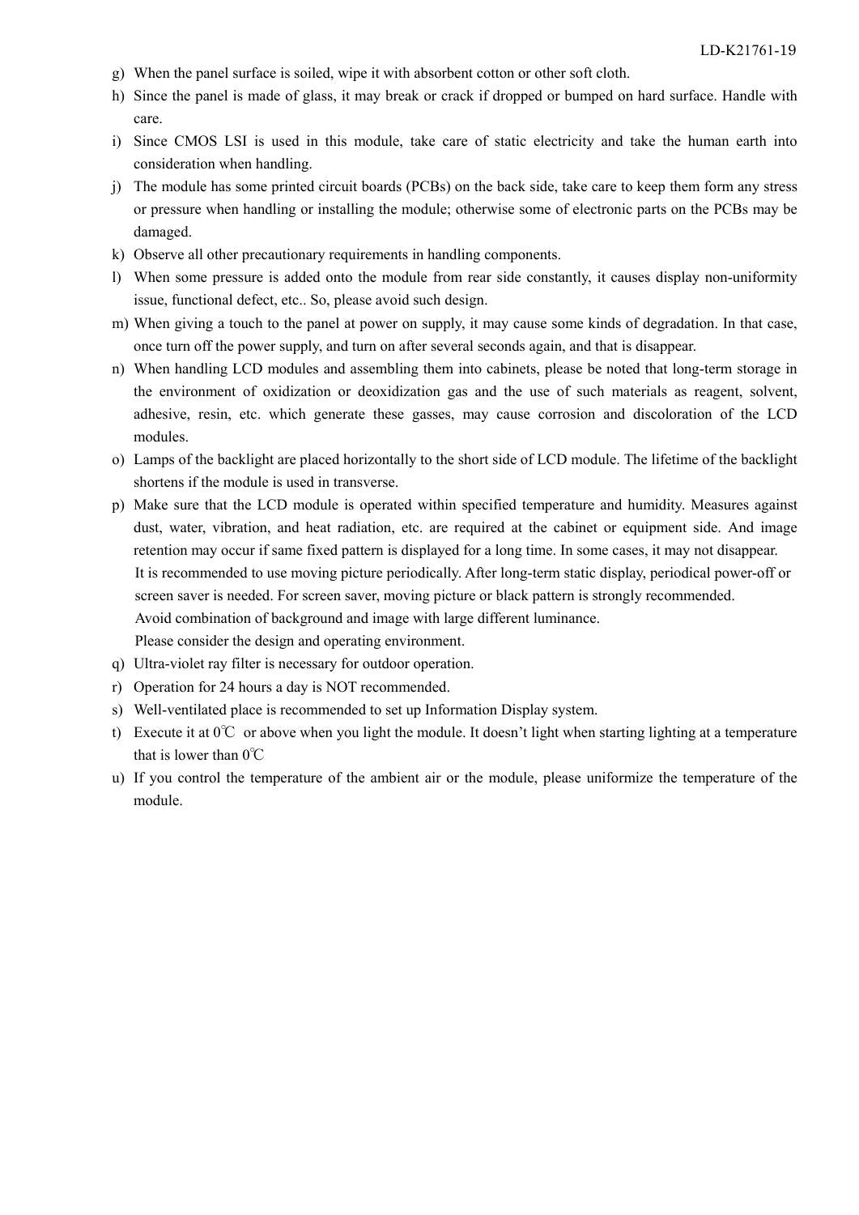g) When the panel surface is soiled, wipe it with absorbent cotton or other soft cloth.

h) Since the panel is made of glass, it may break or crack if dropped or bumped on hard surface. Handle with care.

i) Since CMOS LSI is used in this module, take care of static electricity and take the human earth into consideration when handling.

j) The module has some printed circuit boards (PCBs) on the back side, take care to keep them form any stress or pressure when handling or installing the module; otherwise some of electronic parts on the PCBs may be damaged.

k) Observe all other precautionary requirements in handling components.

l) When some pressure is added onto the module from rear side constantly, it causes display non-uniformity issue, functional defect, etc.. So, please avoid such design.

m) When giving a touch to the panel at power on supply, it may cause some kinds of degradation. In that case, once turn off the power supply, and turn on after several seconds again, and that is disappear.

n) When handling LCD modules and assembling them into cabinets, please be noted that long-term storage in the environment of oxidization or deoxidization gas and the use of such materials as reagent, solvent, adhesive, resin, etc. which generate these gasses, may cause corrosion and discoloration of the LCD modules.

o) Lamps of the backlight are placed horizontally to the short side of LCD module. The lifetime of the backlight shortens if the module is used in transverse.

p) Make sure that the LCD module is operated within specified temperature and humidity. Measures against dust, water, vibration, and heat radiation, etc. are required at the cabinet or equipment side. And image retention may occur if same fixed pattern is displayed for a long time. In some cases, it may not disappear.
   It is recommended to use moving picture periodically. After long-term static display, periodical power-off or screen saver is needed. For screen saver, moving picture or black pattern is strongly recommended.
   Avoid combination of background and image with large different luminance.
   Please consider the design and operating environment.

q) Ultra-violet ray filter is necessary for outdoor operation.

r) Operation for 24 hours a day is NOT recommended.

s) Well-ventilated place is recommended to set up Information Display system.

t) Execute it at 0℃ or above when you light the module. It doesn't light when starting lighting at a temperature that is lower than 0℃

u) If you control the temperature of the ambient air or the module, please uniformize the temperature of the module.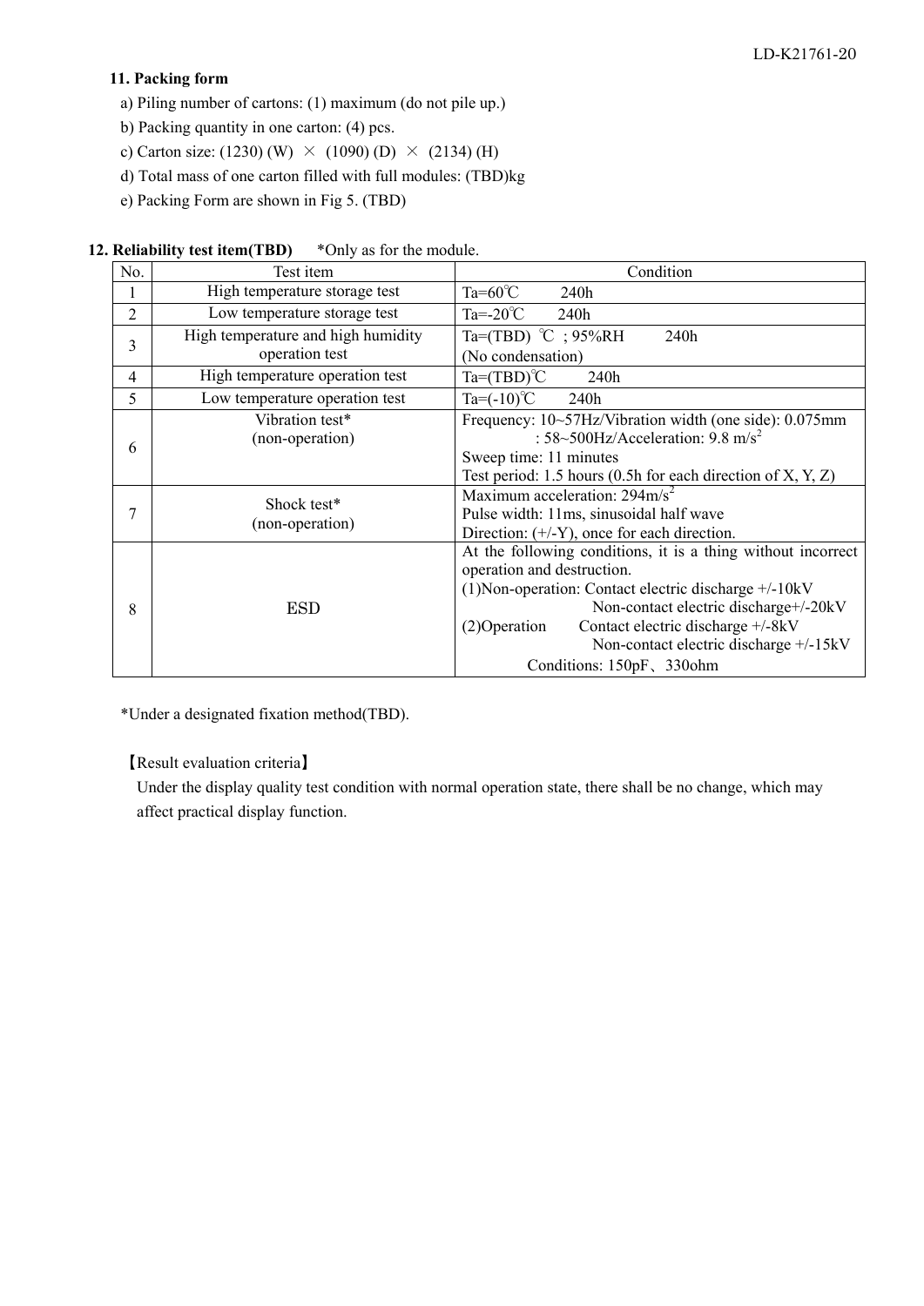### 11. Packing form

a) Piling number of cartons: (1) maximum (do not pile up.)

b) Packing quantity in one carton: (4) pcs.

c) Carton size: (1230) (W) × (1090) (D) × (2134) (H)

d) Total mass of one carton filled with full modules: (TBD)kg

e) Packing Form are shown in Fig 5. (TBD)

### 12. Reliability test item(TBD)   *Only as for the module.

| No. | Test item | Condition |
|---|---|---|
| 1 | High temperature storage test | Ta=60℃ 240h |
| 2 | Low temperature storage test | Ta=-20℃ 240h |
| 3 | High temperature and high humidity operation test | Ta=(TBD) ℃ ; 95%RH 240h<br>(No condensation) |
| 4 | High temperature operation test | Ta=(TBD)℃ 240h |
| 5 | Low temperature operation test | Ta=(-10)℃ 240h |
| 6 | Vibration test*<br>(non-operation) | Frequency: 10~57Hz/Vibration width (one side): 0.075mm<br>: 58~500Hz/Acceleration: 9.8 m/s$^2$<br>Sweep time: 11 minutes<br>Test period: 1.5 hours (0.5h for each direction of X, Y, Z) |
| 7 | Shock test*<br>(non-operation) | Maximum acceleration: 294m/s$^2$<br>Pulse width: 11ms, sinusoidal half wave<br>Direction: (+/-Y), once for each direction. |
| 8 | ESD | At the following conditions, it is a thing without incorrect operation and destruction.<br>(1)Non-operation: Contact electric discharge +/-10kV<br>Non-contact electric discharge+/-20kV<br>(2)Operation Contact electric discharge +/-8kV<br>Non-contact electric discharge +/-15kV<br>Conditions: 150pF、330ohm |

*Under a designated fixation method(TBD).

【Result evaluation criteria】

Under the display quality test condition with normal operation state, there shall be no change, which may affect practical display function.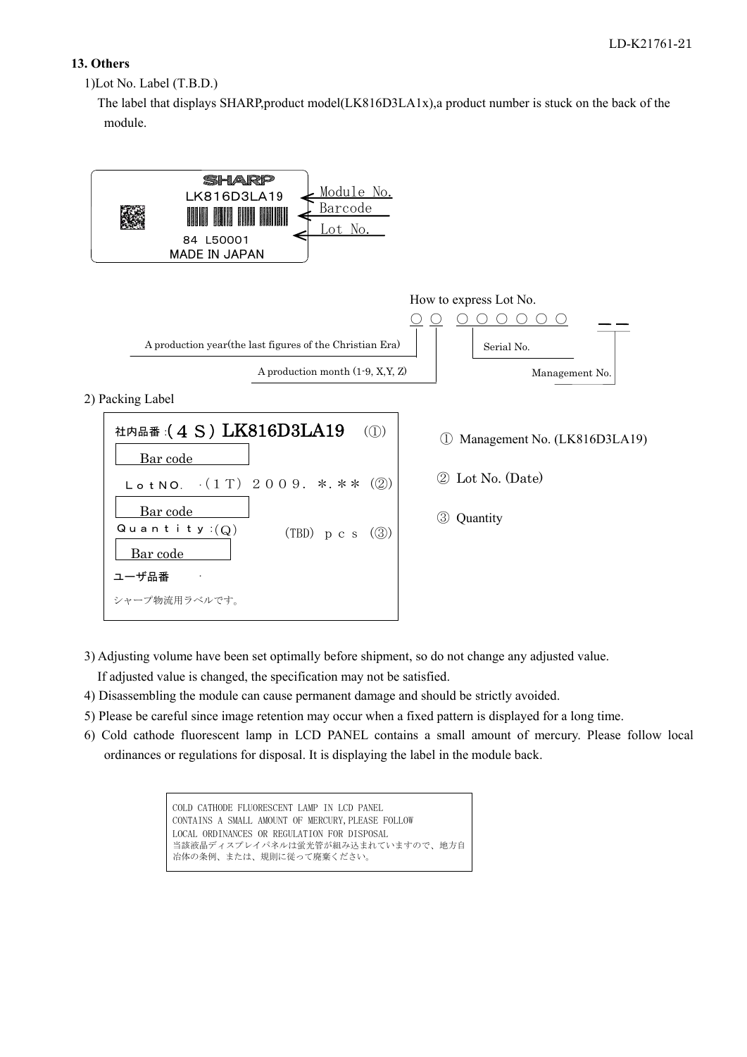## 13. Others

1)Lot No. Label (T.B.D.)

The label that displays SHARP,product model(LK816D3LA1x),a product number is stuck on the back of the module.

SHARP
LK816D3LA19
84 L50001
MADE IN JAPAN

Module No.
Barcode
Lot No.

How to express Lot No.

○ ○ ○ ○ ○ ○ ○ ○ — —

A production year(the last figures of the Christian Era)

A production month (1-9, X,Y, Z)

Serial No.

Management No.

2) Packing Label

社内品番 :(４Ｓ) LK816D3LA19 (①)

Bar code

ＬｏｔＮＯ. ·(１Ｔ) ２００９. ＊.＊＊ (②)

Bar code

Ｑｕａｎｔｉｔｙ:(Ｑ) (TBD) ｐｃｓ (③)

Bar code

ユーザ品番

シャープ物流用ラベルです。

① Management No. (LK816D3LA19)

② Lot No. (Date)

③ Quantity

3) Adjusting volume have been set optimally before shipment, so do not change any adjusted value.
If adjusted value is changed, the specification may not be satisfied.

4) Disassembling the module can cause permanent damage and should be strictly avoided.

5) Please be careful since image retention may occur when a fixed pattern is displayed for a long time.

6) Cold cathode fluorescent lamp in LCD PANEL contains a small amount of mercury. Please follow local ordinances or regulations for disposal. It is displaying the label in the module back.

COLD CATHODE FLUORESCENT LAMP IN LCD PANEL
CONTAINS A SMALL AMOUNT OF MERCURY, PLEASE FOLLOW
LOCAL ORDINANCES OR REGULATION FOR DISPOSAL
当該液晶ディスプレイパネルは蛍光管が組み込まれていますので、地方自治体の条例、または、規則に従って廃棄ください。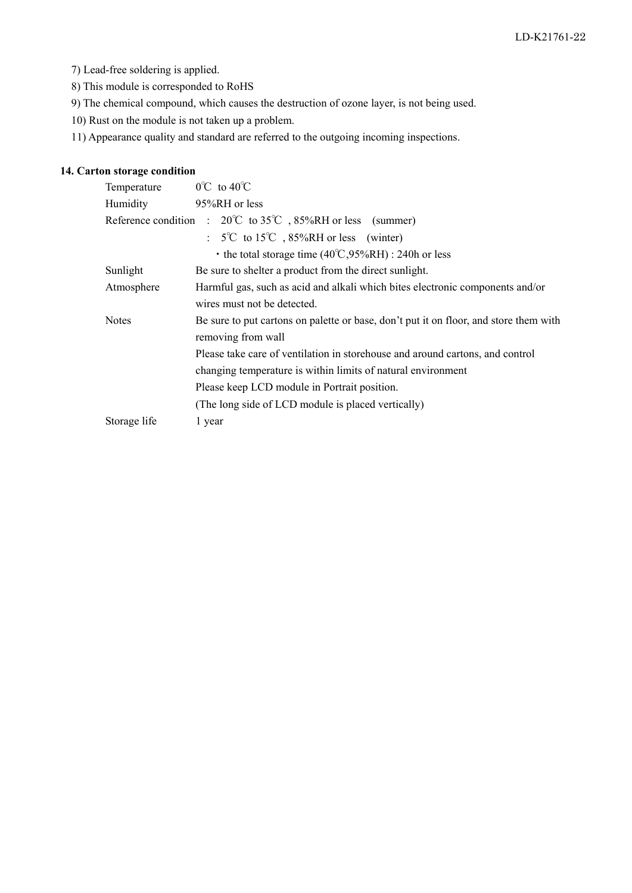7) Lead-free soldering is applied.

8) This module is corresponded to RoHS

9) The chemical compound, which causes the destruction of ozone layer, is not being used.

10) Rust on the module is not taken up a problem.

11) Appearance quality and standard are referred to the outgoing incoming inspections.

## 14. Carton storage condition

| | |
|---|---|
| Temperature | 0℃ to 40℃ |
| Humidity | 95%RH or less |
| Reference condition | : 20℃ to 35℃ , 85%RH or less (summer) |
| | : 5℃ to 15℃ , 85%RH or less (winter) |
| | ・the total storage time (40℃,95%RH) : 240h or less |
| Sunlight | Be sure to shelter a product from the direct sunlight. |
| Atmosphere | Harmful gas, such as acid and alkali which bites electronic components and/or wires must not be detected. |
| Notes | Be sure to put cartons on palette or base, don't put it on floor, and store them with removing from wall<br>Please take care of ventilation in storehouse and around cartons, and control changing temperature is within limits of natural environment<br>Please keep LCD module in Portrait position.<br>(The long side of LCD module is placed vertically) |
| Storage life | 1 year |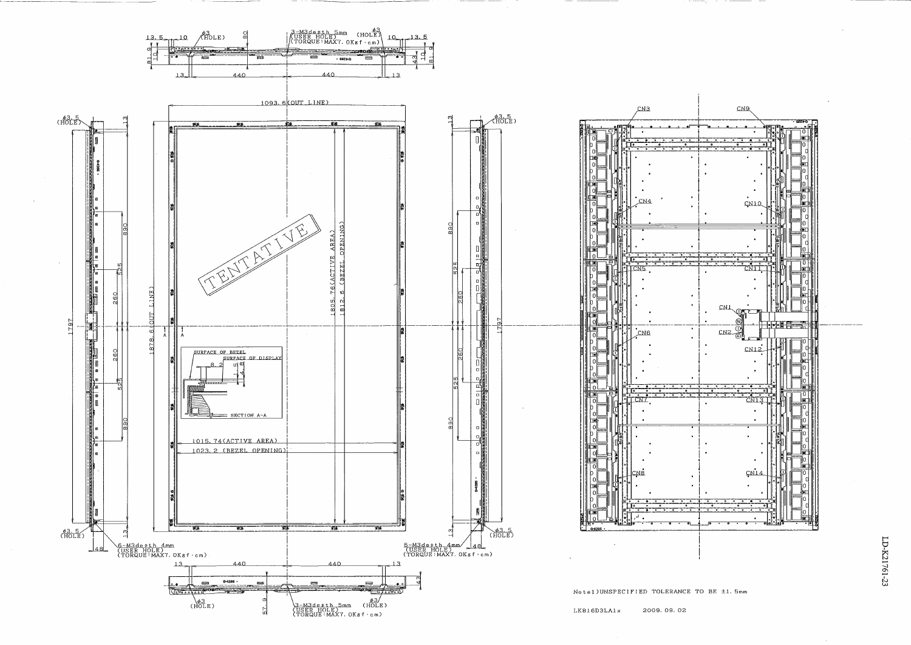TENTATIVE

1093.6 (OUT LINE)

1878.6 (OUT LINE)

1805.76 (ACTIVE AREA)

1812.6 (BEZEL OPENING)

1015.74 (ACTIVE AREA)

1023.2 (BEZEL OPENING)

SURFACE OF BEZEL

SURFACE OF DISPLAY

SECTION A-A

3-M3depth 5mm (USER HOLE) (TORQUE:MAX7.0Kgf·cm)

6-M3depth 4mm (USER HOLE) (TORQUE:MAX7.0Kgf·cm)

φ3 (HOLE)

φ3.5 (HOLE)

CN1 CN2 CN3 CN4 CN5 CN6 CN7 CN8 CN9 CN10 CN11 CN12 CN13 CN14

Note1) UNSPECIFIED TOLERANCE TO BE ±1.5mm

LK816D3LA1x 2009.09.02

LD-K21761-23